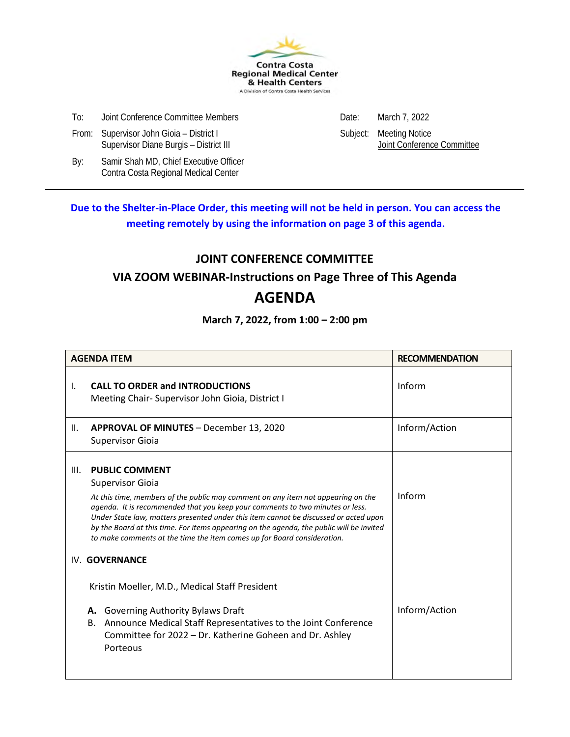Contra Costa
Regional Medical Center
& Health Centers
A Division of Contra Costa Health Services

To: Joint Conference Committee Members

From: Supervisor John Gioia – District I
Supervisor Diane Burgis – District III

By: Samir Shah MD, Chief Executive Officer
Contra Costa Regional Medical Center

Date: March 7, 2022

Subject: Meeting Notice
Joint Conference Committee

---

**Due to the Shelter-in-Place Order, this meeting will not be held in person. You can access the meeting remotely by using the information on page 3 of this agenda.**

## JOINT CONFERENCE COMMITTEE

## VIA ZOOM WEBINAR-Instructions on Page Three of This Agenda

# AGENDA

**March 7, 2022, from 1:00 – 2:00 pm**

| AGENDA ITEM | RECOMMENDATION |
|---|---|
| I. **CALL TO ORDER and INTRODUCTIONS**<br>Meeting Chair- Supervisor John Gioia, District I | Inform |
| II. **APPROVAL OF MINUTES** – December 13, 2020<br>Supervisor Gioia | Inform/Action |
| III. **PUBLIC COMMENT**<br>Supervisor Gioia<br>*At this time, members of the public may comment on any item not appearing on the agenda. It is recommended that you keep your comments to two minutes or less. Under State law, matters presented under this item cannot be discussed or acted upon by the Board at this time. For items appearing on the agenda, the public will be invited to make comments at the time the item comes up for Board consideration.* | Inform |
| IV. **GOVERNANCE**<br>Kristin Moeller, M.D., Medical Staff President<br>**A.** Governing Authority Bylaws Draft<br>B. Announce Medical Staff Representatives to the Joint Conference Committee for 2022 – Dr. Katherine Goheen and Dr. Ashley Porteous | Inform/Action |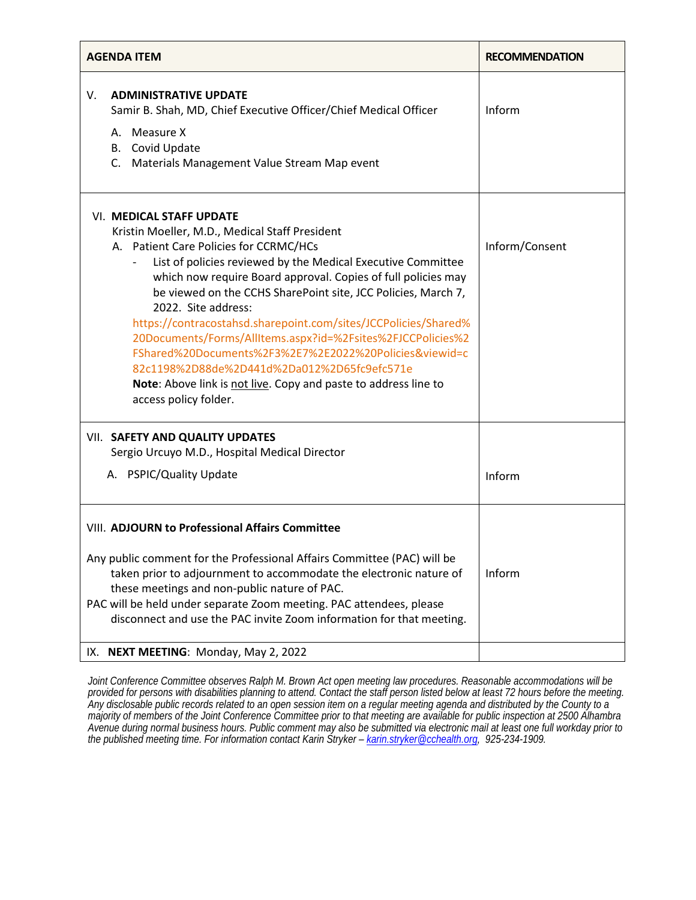| AGENDA ITEM | RECOMMENDATION |
|---|---|
| V. **ADMINISTRATIVE UPDATE**<br>Samir B. Shah, MD, Chief Executive Officer/Chief Medical Officer<br>A. Measure X<br>B. Covid Update<br>C. Materials Management Value Stream Map event | Inform |
| VI. **MEDICAL STAFF UPDATE**<br>Kristin Moeller, M.D., Medical Staff President<br>A. Patient Care Policies for CCRMC/HCs<br>- List of policies reviewed by the Medical Executive Committee which now require Board approval. Copies of full policies may be viewed on the CCHS SharePoint site, JCC Policies, March 7, 2022. Site address:<br>https://contracostahsd.sharepoint.com/sites/JCCPolicies/Shared%20Documents/Forms/AllItems.aspx?id=%2Fsites%2FJCCPolicies%2FShared%20Documents%2F3%2E7%2E2022%20Policies&viewid=c82c1198%2D88de%2D441d%2Da012%2D65fc9efc571e<br>**Note**: Above link is not live. Copy and paste to address line to access policy folder. | Inform/Consent |
| VII. **SAFETY AND QUALITY UPDATES**<br>Sergio Urcuyo M.D., Hospital Medical Director<br>A. PSPIC/Quality Update | Inform |
| VIII. **ADJOURN to Professional Affairs Committee**<br>Any public comment for the Professional Affairs Committee (PAC) will be taken prior to adjournment to accommodate the electronic nature of these meetings and non-public nature of PAC.<br>PAC will be held under separate Zoom meeting. PAC attendees, please disconnect and use the PAC invite Zoom information for that meeting. | Inform |
| IX. **NEXT MEETING**: Monday, May 2, 2022 | |

*Joint Conference Committee observes Ralph M. Brown Act open meeting law procedures. Reasonable accommodations will be provided for persons with disabilities planning to attend. Contact the staff person listed below at least 72 hours before the meeting. Any disclosable public records related to an open session item on a regular meeting agenda and distributed by the County to a majority of members of the Joint Conference Committee prior to that meeting are available for public inspection at 2500 Alhambra Avenue during normal business hours. Public comment may also be submitted via electronic mail at least one full workday prior to the published meeting time. For information contact Karin Stryker – karin.stryker@cchealth.org, 925-234-1909.*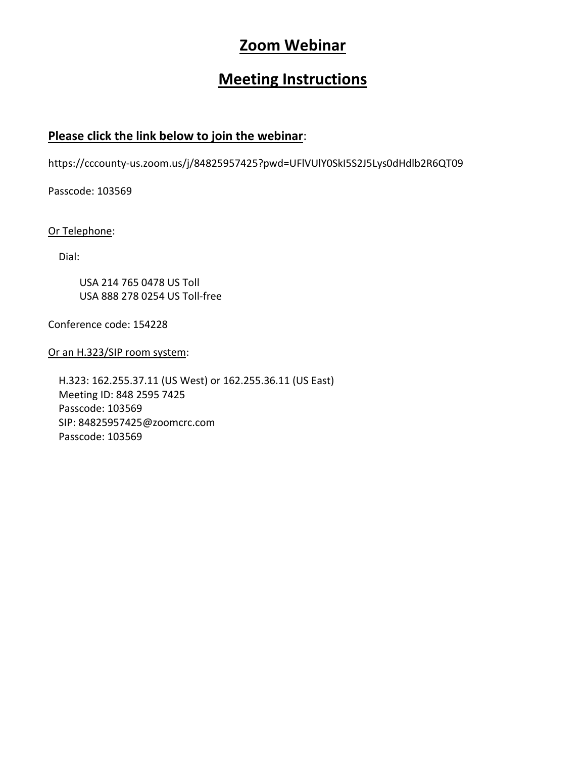# Zoom Webinar

# Meeting Instructions

**Please click the link below to join the webinar**:

https://cccounty-us.zoom.us/j/84825957425?pwd=UFlVUlY0SkI5S2J5Lys0dHdlb2R6QT09

Passcode: 103569

Or Telephone:

Dial:

USA 214 765 0478 US Toll
USA 888 278 0254 US Toll-free

Conference code: 154228

Or an H.323/SIP room system:

H.323: 162.255.37.11 (US West) or 162.255.36.11 (US East)
Meeting ID: 848 2595 7425
Passcode: 103569
SIP: 84825957425@zoomcrc.com
Passcode: 103569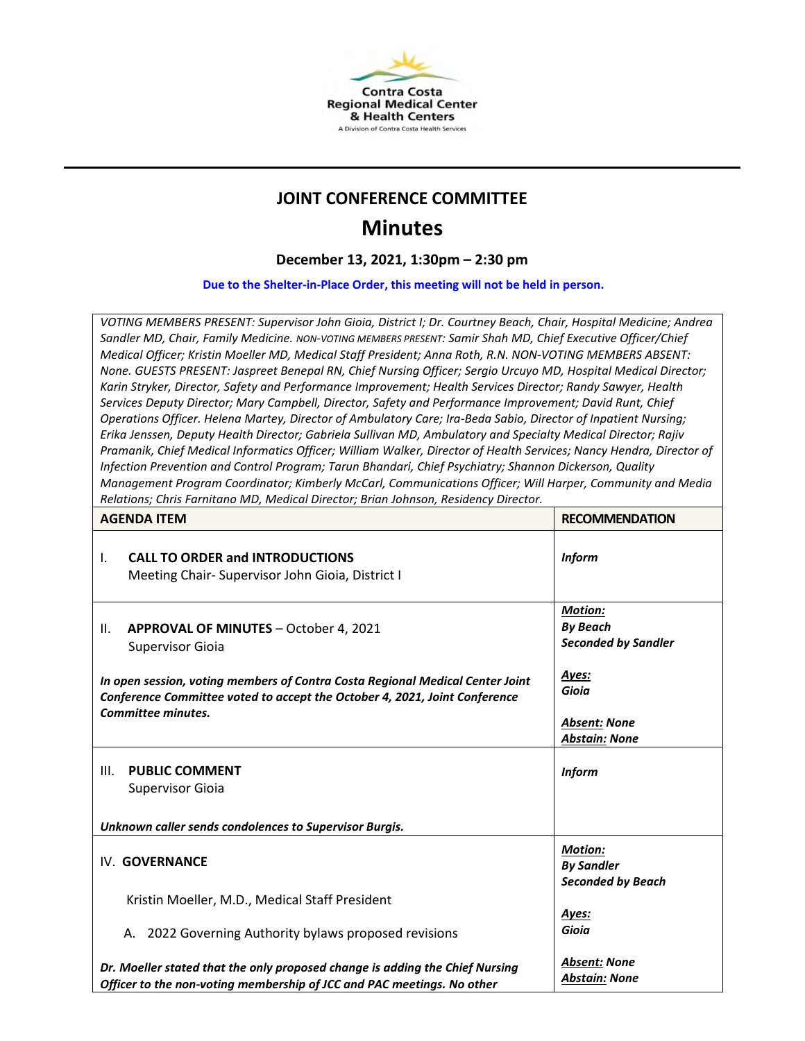Contra Costa Regional Medical Center & Health Centers
A Division of Contra Costa Health Services

# JOINT CONFERENCE COMMITTEE

# Minutes

**December 13, 2021, 1:30pm – 2:30 pm**

**Due to the Shelter-in-Place Order, this meeting will not be held in person.**

| VOTING MEMBERS PRESENT: Supervisor John Gioia, District I; Dr. Courtney Beach, Chair, Hospital Medicine; Andrea Sandler MD, Chair, Family Medicine. NON-VOTING MEMBERS PRESENT: Samir Shah MD, Chief Executive Officer/Chief Medical Officer; Kristin Moeller MD, Medical Staff President; Anna Roth, R.N. NON-VOTING MEMBERS ABSENT: None. GUESTS PRESENT: Jaspreet Benepal RN, Chief Nursing Officer; Sergio Urcuyo MD, Hospital Medical Director; Karin Stryker, Director, Safety and Performance Improvement; Health Services Director; Randy Sawyer, Health Services Deputy Director; Mary Campbell, Director, Safety and Performance Improvement; David Runt, Chief Operations Officer. Helena Martey, Director of Ambulatory Care; Ira-Beda Sabio, Director of Inpatient Nursing; Erika Jenssen, Deputy Health Director; Gabriela Sullivan MD, Ambulatory and Specialty Medical Director; Rajiv Pramanik, Chief Medical Informatics Officer; William Walker, Director of Health Services; Nancy Hendra, Director of Infection Prevention and Control Program; Tarun Bhandari, Chief Psychiatry; Shannon Dickerson, Quality Management Program Coordinator; Kimberly McCarl, Communications Officer; Will Harper, Community and Media Relations; Chris Farnitano MD, Medical Director; Brian Johnson, Residency Director. | |
|---|---|
| **AGENDA ITEM** | **RECOMMENDATION** |
| I. **CALL TO ORDER and INTRODUCTIONS**<br>Meeting Chair- Supervisor John Gioia, District I | ***Inform*** |
| II. **APPROVAL OF MINUTES** – October 4, 2021<br>Supervisor Gioia<br><br>***In open session, voting members of Contra Costa Regional Medical Center Joint Conference Committee voted to accept the October 4, 2021, Joint Conference Committee minutes.*** | ***Motion:***<br>***By Beach***<br>***Seconded by Sandler***<br><br>***Ayes:***<br>***Gioia***<br><br>***Absent: None***<br>***Abstain: None*** |
| III. **PUBLIC COMMENT**<br>Supervisor Gioia<br><br>***Unknown caller sends condolences to Supervisor Burgis.*** | ***Inform*** |
| IV. **GOVERNANCE**<br><br>Kristin Moeller, M.D., Medical Staff President<br><br>A. 2022 Governing Authority bylaws proposed revisions<br><br>***Dr. Moeller stated that the only proposed change is adding the Chief Nursing Officer to the non-voting membership of JCC and PAC meetings. No other*** | ***Motion:***<br>***By Sandler***<br>***Seconded by Beach***<br><br>***Ayes:***<br>***Gioia***<br><br>***Absent: None***<br>***Abstain: None*** |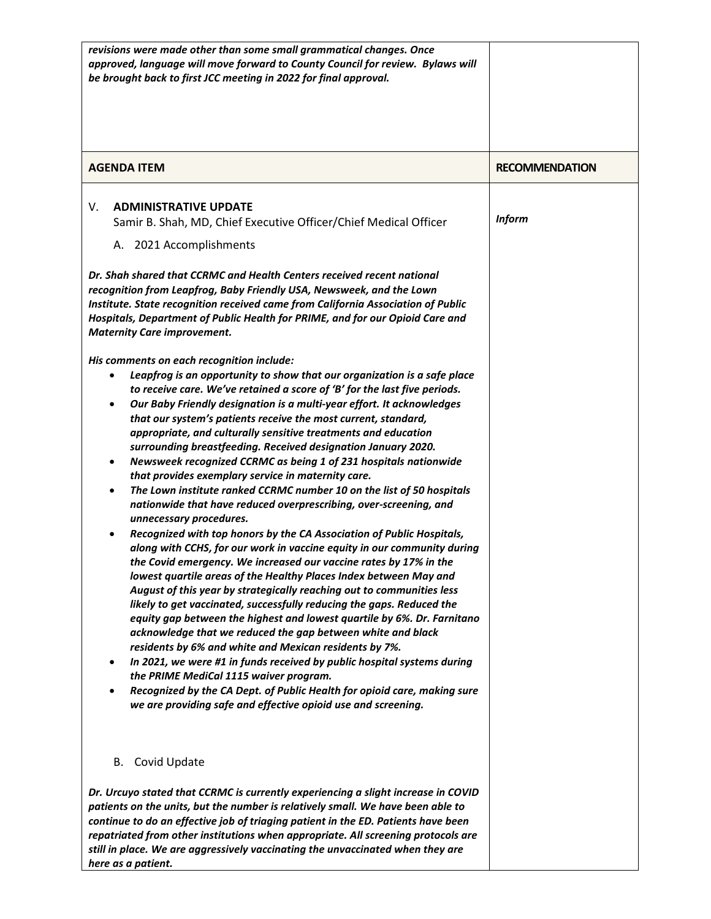| | |
|---|---|
| ***revisions were made other than some small grammatical changes. Once approved, language will move forward to County Council for review. Bylaws will be brought back to first JCC meeting in 2022 for final approval.*** | |
| **AGENDA ITEM** | **RECOMMENDATION** |
| V. **ADMINISTRATIVE UPDATE**<br>Samir B. Shah, MD, Chief Executive Officer/Chief Medical Officer<br><br>A. 2021 Accomplishments<br><br>***Dr. Shah shared that CCRMC and Health Centers received recent national recognition from Leapfrog, Baby Friendly USA, Newsweek, and the Lown Institute. State recognition received came from California Association of Public Hospitals, Department of Public Health for PRIME, and for our Opioid Care and Maternity Care improvement.***<br><br>***His comments on each recognition include:***<br>• ***Leapfrog is an opportunity to show that our organization is a safe place to receive care. We've retained a score of 'B' for the last five periods.***<br>• ***Our Baby Friendly designation is a multi-year effort. It acknowledges that our system's patients receive the most current, standard, appropriate, and culturally sensitive treatments and education surrounding breastfeeding. Received designation January 2020.***<br>• ***Newsweek recognized CCRMC as being 1 of 231 hospitals nationwide that provides exemplary service in maternity care.***<br>• ***The Lown institute ranked CCRMC number 10 on the list of 50 hospitals nationwide that have reduced overprescribing, over-screening, and unnecessary procedures.***<br>• ***Recognized with top honors by the CA Association of Public Hospitals, along with CCHS, for our work in vaccine equity in our community during the Covid emergency. We increased our vaccine rates by 17% in the lowest quartile areas of the Healthy Places Index between May and August of this year by strategically reaching out to communities less likely to get vaccinated, successfully reducing the gaps. Reduced the equity gap between the highest and lowest quartile by 6%. Dr. Farnitano acknowledge that we reduced the gap between white and black residents by 6% and white and Mexican residents by 7%.***<br>• ***In 2021, we were #1 in funds received by public hospital systems during the PRIME MediCal 1115 waiver program.***<br>• ***Recognized by the CA Dept. of Public Health for opioid care, making sure we are providing safe and effective opioid use and screening.***<br><br>B. Covid Update<br><br>***Dr. Urcuyo stated that CCRMC is currently experiencing a slight increase in COVID patients on the units, but the number is relatively small. We have been able to continue to do an effective job of triaging patient in the ED. Patients have been repatriated from other institutions when appropriate. All screening protocols are still in place. We are aggressively vaccinating the unvaccinated when they are here as a patient.*** | ***Inform*** |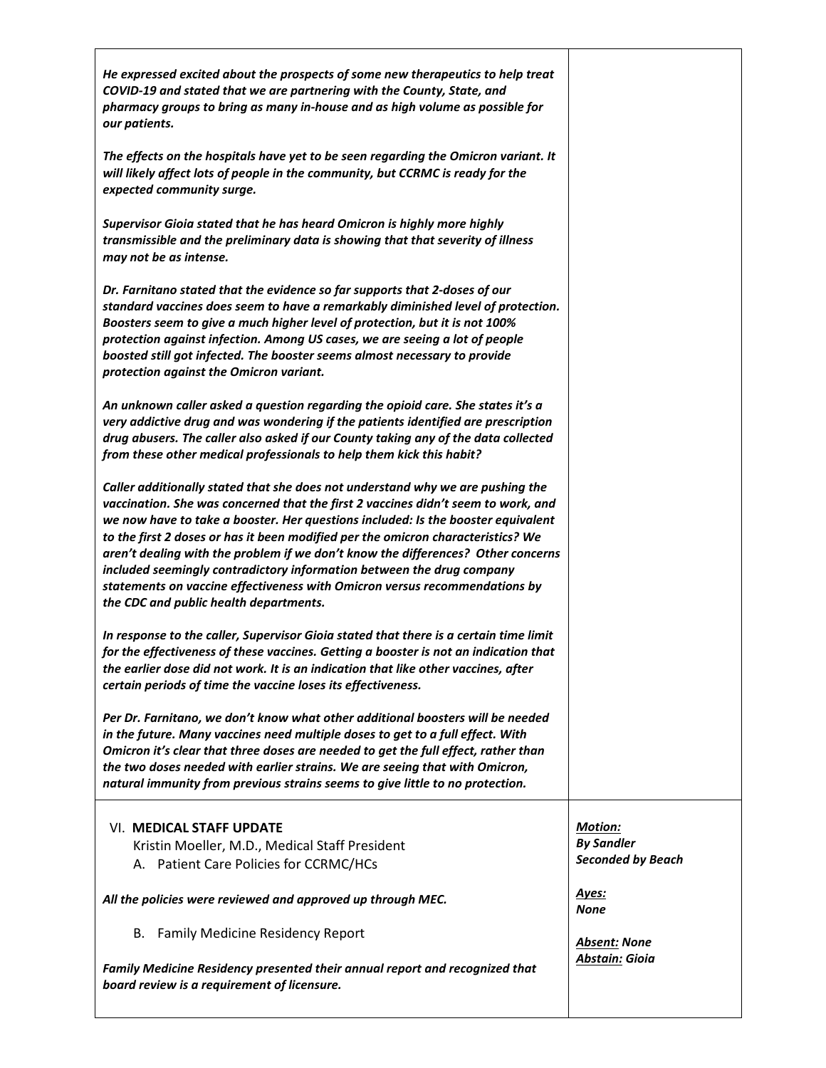| | |
|---|---|
| ***He expressed excited about the prospects of some new therapeutics to help treat COVID-19 and stated that we are partnering with the County, State, and pharmacy groups to bring as many in-house and as high volume as possible for our patients.***<br><br>***The effects on the hospitals have yet to be seen regarding the Omicron variant. It will likely affect lots of people in the community, but CCRMC is ready for the expected community surge.***<br><br>***Supervisor Gioia stated that he has heard Omicron is highly more highly transmissible and the preliminary data is showing that that severity of illness may not be as intense.***<br><br>***Dr. Farnitano stated that the evidence so far supports that 2-doses of our standard vaccines does seem to have a remarkably diminished level of protection. Boosters seem to give a much higher level of protection, but it is not 100% protection against infection. Among US cases, we are seeing a lot of people boosted still got infected. The booster seems almost necessary to provide protection against the Omicron variant.***<br><br>***An unknown caller asked a question regarding the opioid care. She states it's a very addictive drug and was wondering if the patients identified are prescription drug abusers. The caller also asked if our County taking any of the data collected from these other medical professionals to help them kick this habit?***<br><br>***Caller additionally stated that she does not understand why we are pushing the vaccination. She was concerned that the first 2 vaccines didn't seem to work, and we now have to take a booster. Her questions included: Is the booster equivalent to the first 2 doses or has it been modified per the omicron characteristics? We aren't dealing with the problem if we don't know the differences? Other concerns included seemingly contradictory information between the drug company statements on vaccine effectiveness with Omicron versus recommendations by the CDC and public health departments.***<br><br>***In response to the caller, Supervisor Gioia stated that there is a certain time limit for the effectiveness of these vaccines. Getting a booster is not an indication that the earlier dose did not work. It is an indication that like other vaccines, after certain periods of time the vaccine loses its effectiveness.***<br><br>***Per Dr. Farnitano, we don't know what other additional boosters will be needed in the future. Many vaccines need multiple doses to get to a full effect. With Omicron it's clear that three doses are needed to get the full effect, rather than the two doses needed with earlier strains. We are seeing that with Omicron, natural immunity from previous strains seems to give little to no protection.*** | |
| VI. **MEDICAL STAFF UPDATE**<br>Kristin Moeller, M.D., Medical Staff President<br>A. Patient Care Policies for CCRMC/HCs<br><br>***All the policies were reviewed and approved up through MEC.***<br><br>B. Family Medicine Residency Report<br><br>***Family Medicine Residency presented their annual report and recognized that board review is a requirement of licensure.*** | ***<u>Motion:</u>***<br>***By Sandler***<br>***Seconded by Beach***<br><br>***<u>Ayes:</u>***<br>***None***<br><br>***<u>Absent:</u> None***<br>***<u>Abstain:</u> Gioia*** |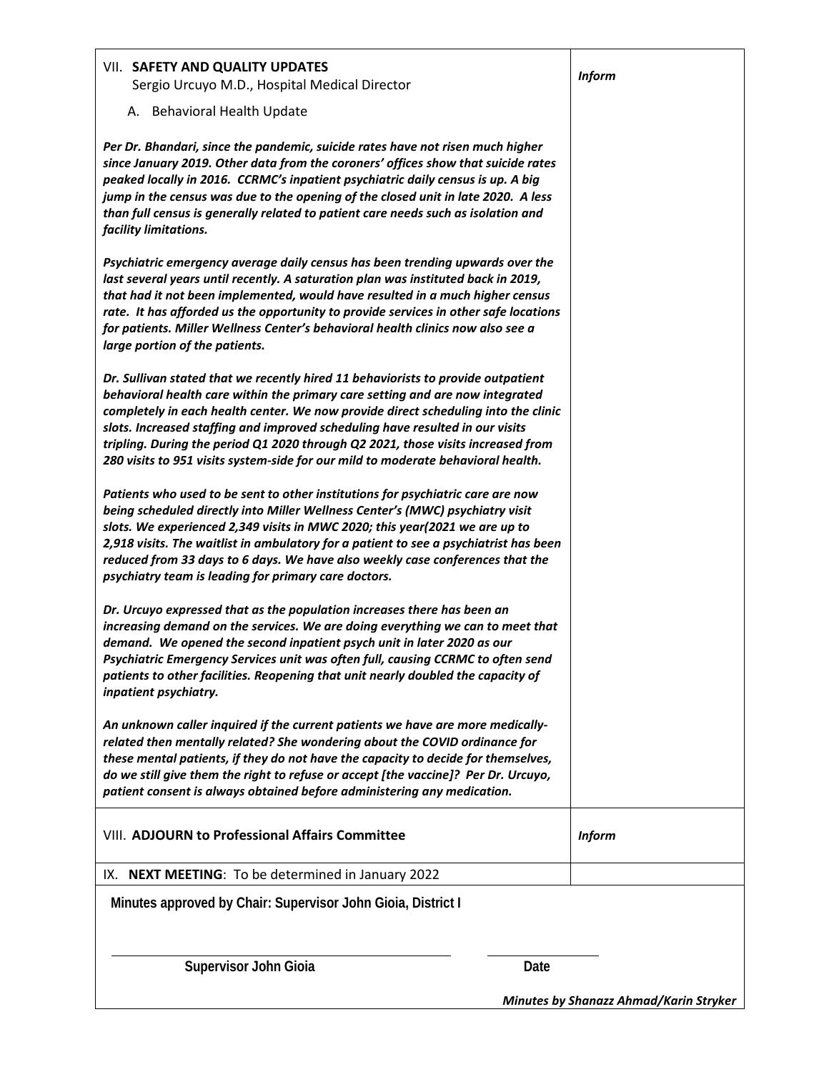| VII. **SAFETY AND QUALITY UPDATES**<br>Sergio Urcuyo M.D., Hospital Medical Director<br><br>A. Behavioral Health Update<br><br>***Per Dr. Bhandari, since the pandemic, suicide rates have not risen much higher since January 2019. Other data from the coroners' offices show that suicide rates peaked locally in 2016. CCRMC's inpatient psychiatric daily census is up. A big jump in the census was due to the opening of the closed unit in late 2020. A less than full census is generally related to patient care needs such as isolation and facility limitations.***<br><br>***Psychiatric emergency average daily census has been trending upwards over the last several years until recently. A saturation plan was instituted back in 2019, that had it not been implemented, would have resulted in a much higher census rate. It has afforded us the opportunity to provide services in other safe locations for patients. Miller Wellness Center's behavioral health clinics now also see a large portion of the patients.***<br><br>***Dr. Sullivan stated that we recently hired 11 behaviorists to provide outpatient behavioral health care within the primary care setting and are now integrated completely in each health center. We now provide direct scheduling into the clinic slots. Increased staffing and improved scheduling have resulted in our visits tripling. During the period Q1 2020 through Q2 2021, those visits increased from 280 visits to 951 visits system-side for our mild to moderate behavioral health.***<br><br>***Patients who used to be sent to other institutions for psychiatric care are now being scheduled directly into Miller Wellness Center's (MWC) psychiatry visit slots. We experienced 2,349 visits in MWC 2020; this year(2021 we are up to 2,918 visits. The waitlist in ambulatory for a patient to see a psychiatrist has been reduced from 33 days to 6 days. We have also weekly case conferences that the psychiatry team is leading for primary care doctors.***<br><br>***Dr. Urcuyo expressed that as the population increases there has been an increasing demand on the services. We are doing everything we can to meet that demand. We opened the second inpatient psych unit in later 2020 as our Psychiatric Emergency Services unit was often full, causing CCRMC to often send patients to other facilities. Reopening that unit nearly doubled the capacity of inpatient psychiatry.***<br><br>***An unknown caller inquired if the current patients we have are more medically-related then mentally related? She wondering about the COVID ordinance for these mental patients, if they do not have the capacity to decide for themselves, do we still give them the right to refuse or accept [the vaccine]? Per Dr. Urcuyo, patient consent is always obtained before administering any medication.*** | *Inform* |
|---|---|
| VIII. **ADJOURN to Professional Affairs Committee** | *Inform* |
| IX. **NEXT MEETING**: To be determined in January 2022 | |

**Minutes approved by Chair: Supervisor John Gioia, District I**

| Supervisor John Gioia | Date |
|---|---|

*Minutes by Shanazz Ahmad/Karin Stryker*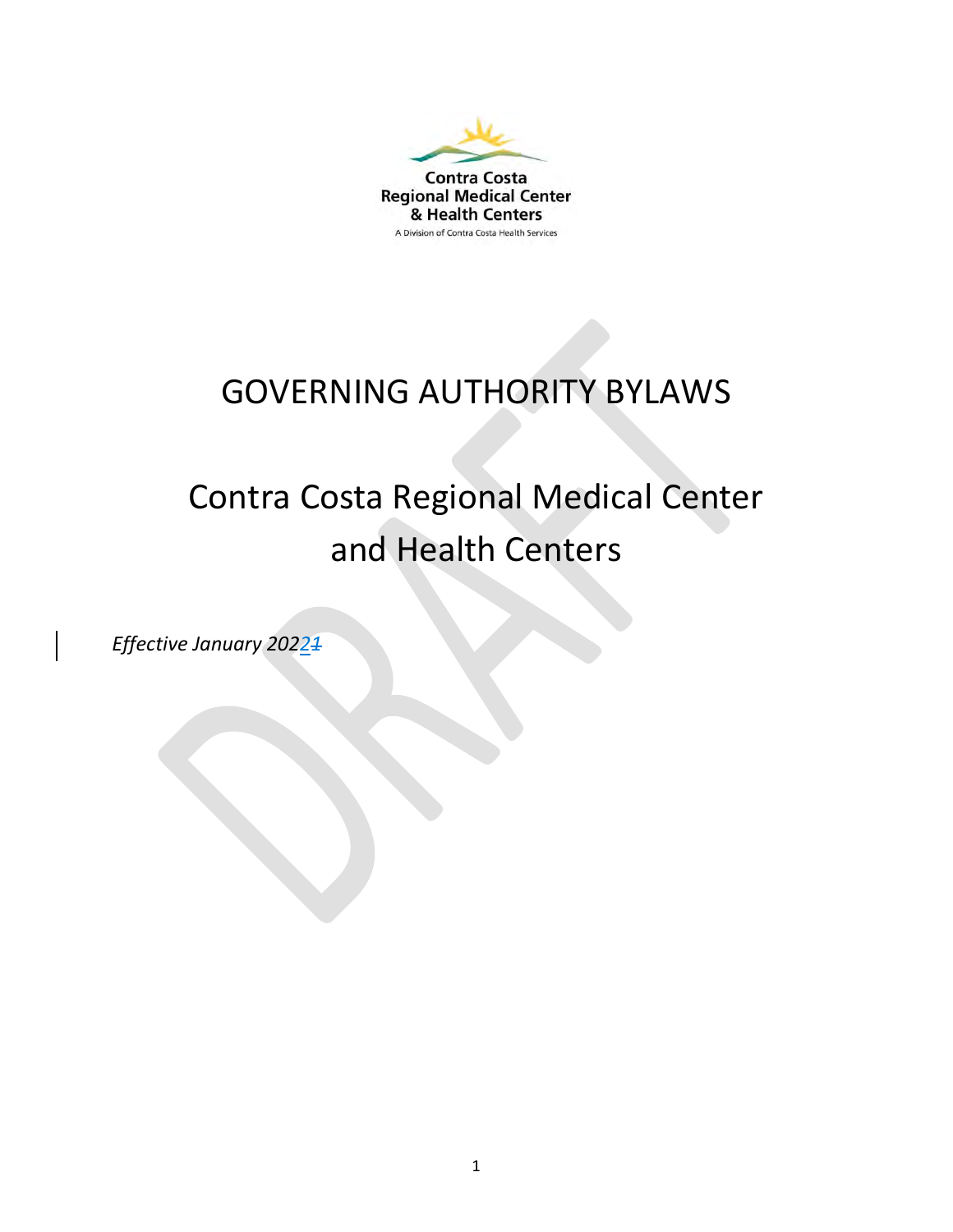Contra Costa
Regional Medical Center
& Health Centers
A Division of Contra Costa Health Services

# GOVERNING AUTHORITY BYLAWS

## Contra Costa Regional Medical Center and Health Centers

*Effective January 20221*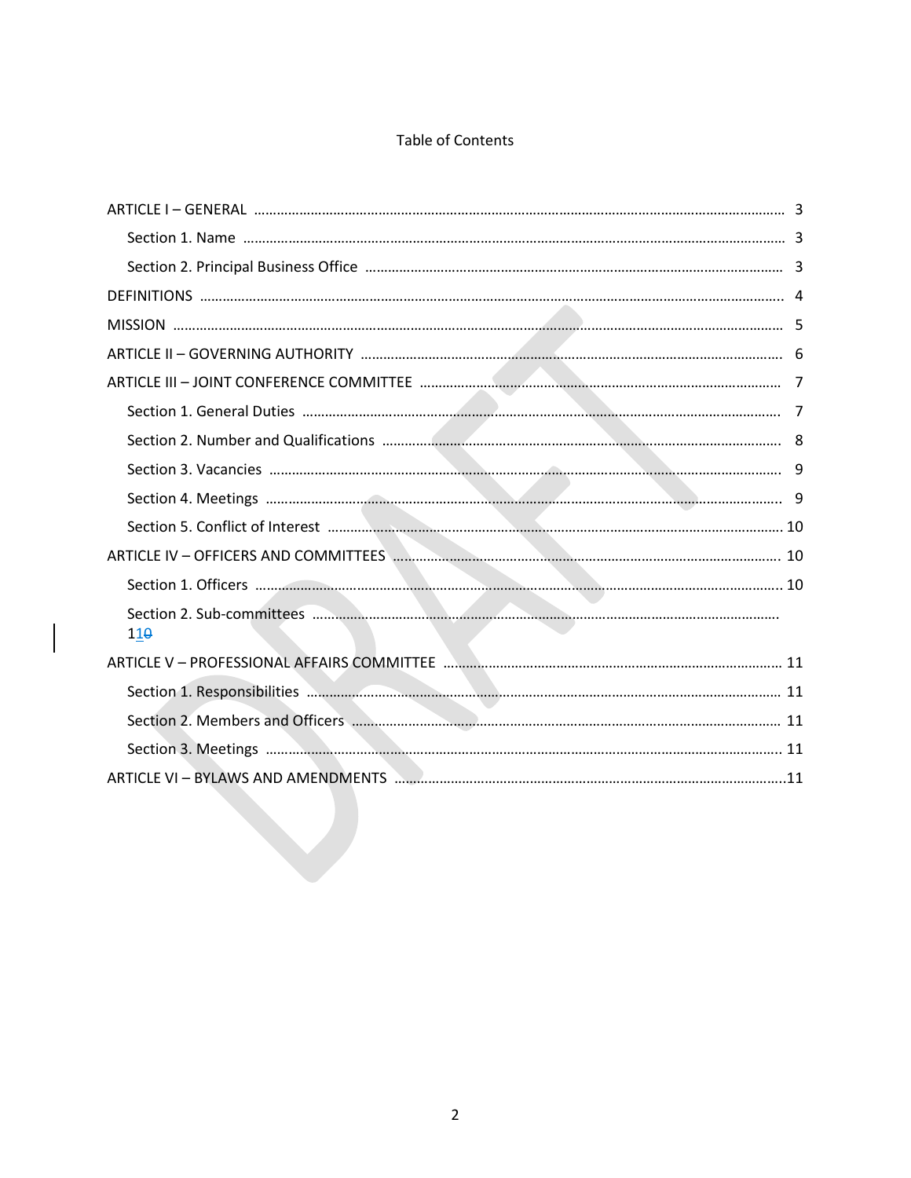# Table of Contents

ARTICLE I – GENERAL .......... 3

- Section 1. Name .......... 3
- Section 2. Principal Business Office .......... 3

DEFINITIONS .......... 4

MISSION .......... 5

ARTICLE II – GOVERNING AUTHORITY .......... 6

ARTICLE III – JOINT CONFERENCE COMMITTEE .......... 7

- Section 1. General Duties .......... 7
- Section 2. Number and Qualifications .......... 8
- Section 3. Vacancies .......... 9
- Section 4. Meetings .......... 9
- Section 5. Conflict of Interest .......... 10

ARTICLE IV – OFFICERS AND COMMITTEES .......... 10

- Section 1. Officers .......... 10
- Section 2. Sub-committees .......... 110

ARTICLE V – PROFESSIONAL AFFAIRS COMMITTEE .......... 11

- Section 1. Responsibilities .......... 11
- Section 2. Members and Officers .......... 11
- Section 3. Meetings .......... 11

ARTICLE VI – BYLAWS AND AMENDMENTS .......... 11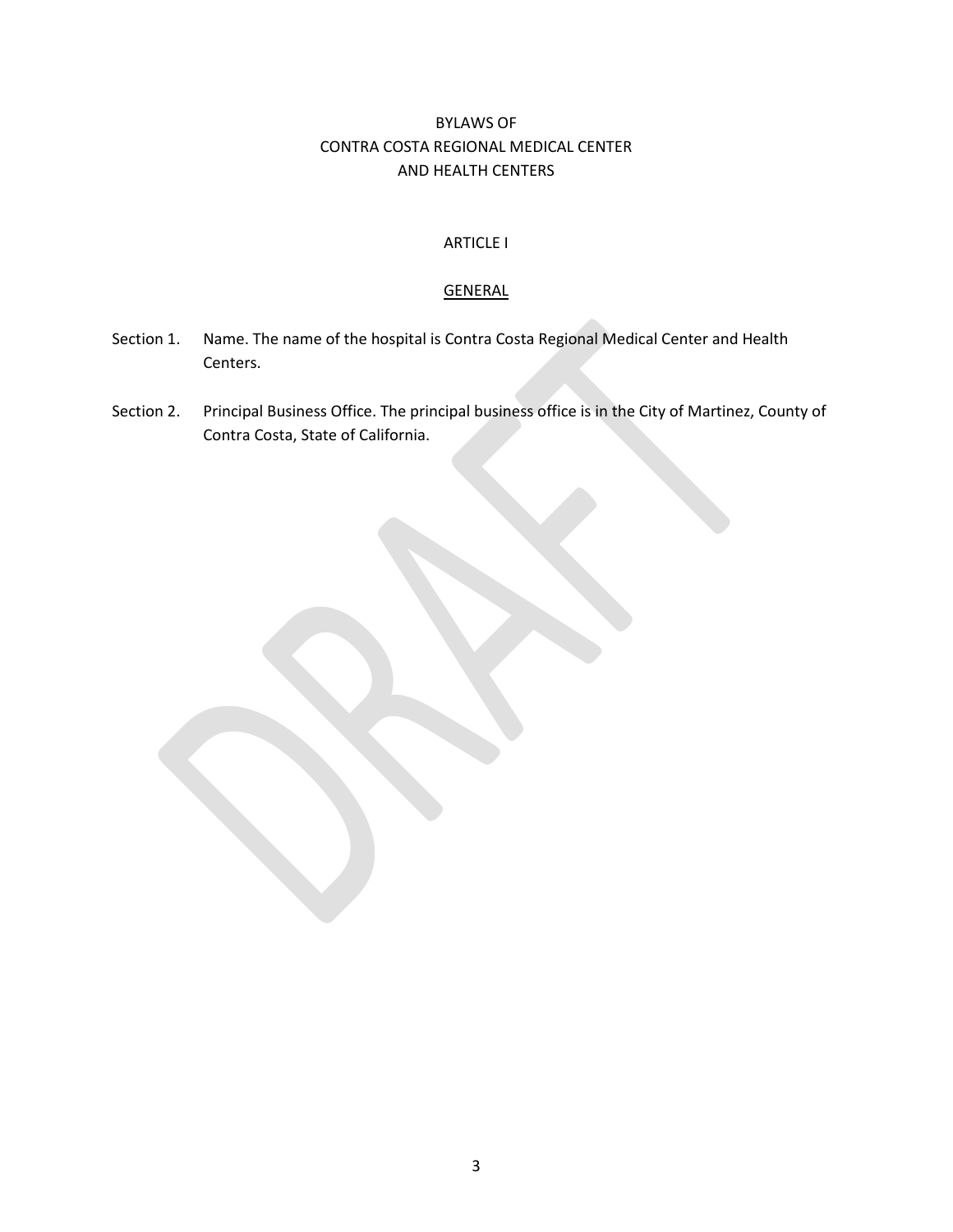# BYLAWS OF
# CONTRA COSTA REGIONAL MEDICAL CENTER
# AND HEALTH CENTERS

## ARTICLE I

## GENERAL

Section 1. Name. The name of the hospital is Contra Costa Regional Medical Center and Health Centers.

Section 2. Principal Business Office. The principal business office is in the City of Martinez, County of Contra Costa, State of California.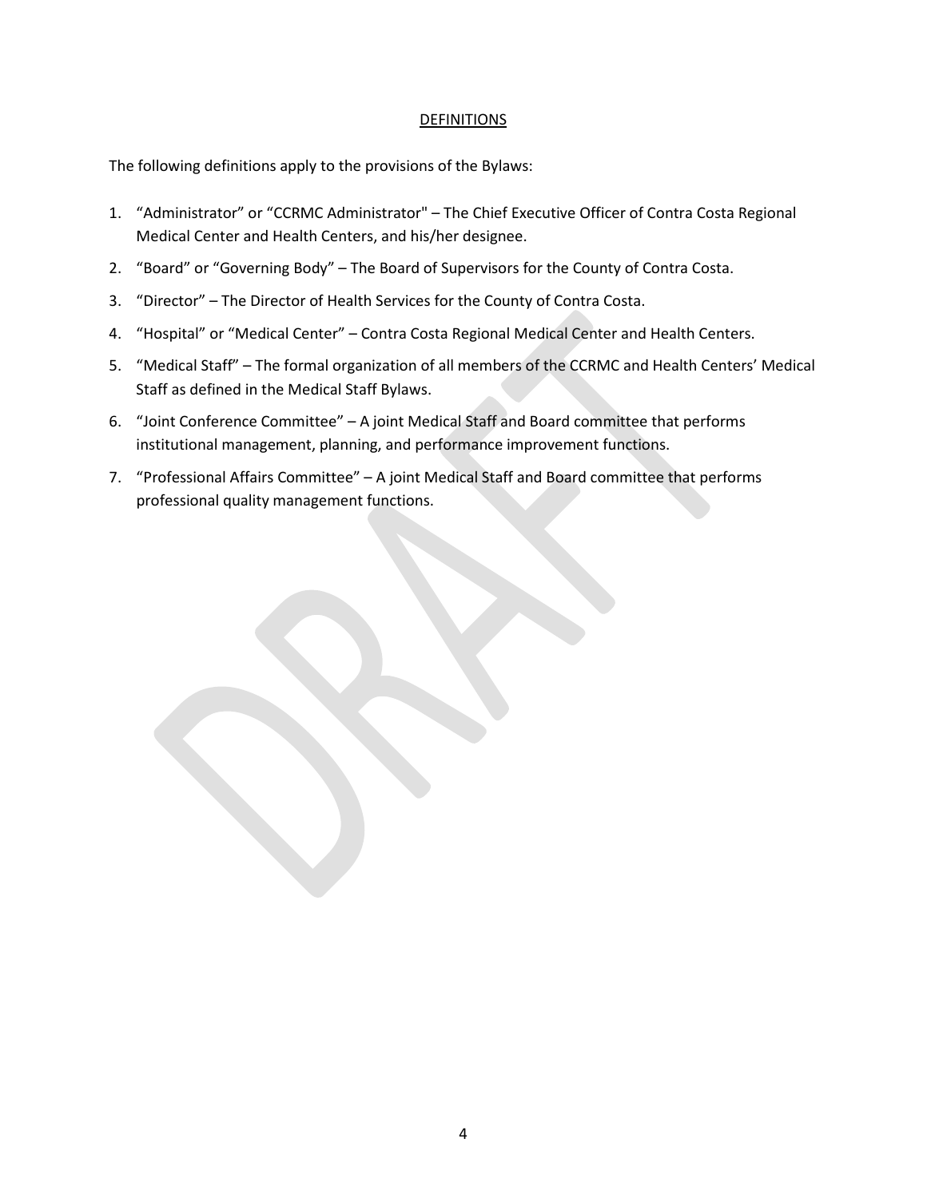## DEFINITIONS

The following definitions apply to the provisions of the Bylaws:

1. "Administrator" or "CCRMC Administrator" – The Chief Executive Officer of Contra Costa Regional Medical Center and Health Centers, and his/her designee.
2. "Board" or "Governing Body" – The Board of Supervisors for the County of Contra Costa.
3. "Director" – The Director of Health Services for the County of Contra Costa.
4. "Hospital" or "Medical Center" – Contra Costa Regional Medical Center and Health Centers.
5. "Medical Staff" – The formal organization of all members of the CCRMC and Health Centers' Medical Staff as defined in the Medical Staff Bylaws.
6. "Joint Conference Committee" – A joint Medical Staff and Board committee that performs institutional management, planning, and performance improvement functions.
7. "Professional Affairs Committee" – A joint Medical Staff and Board committee that performs professional quality management functions.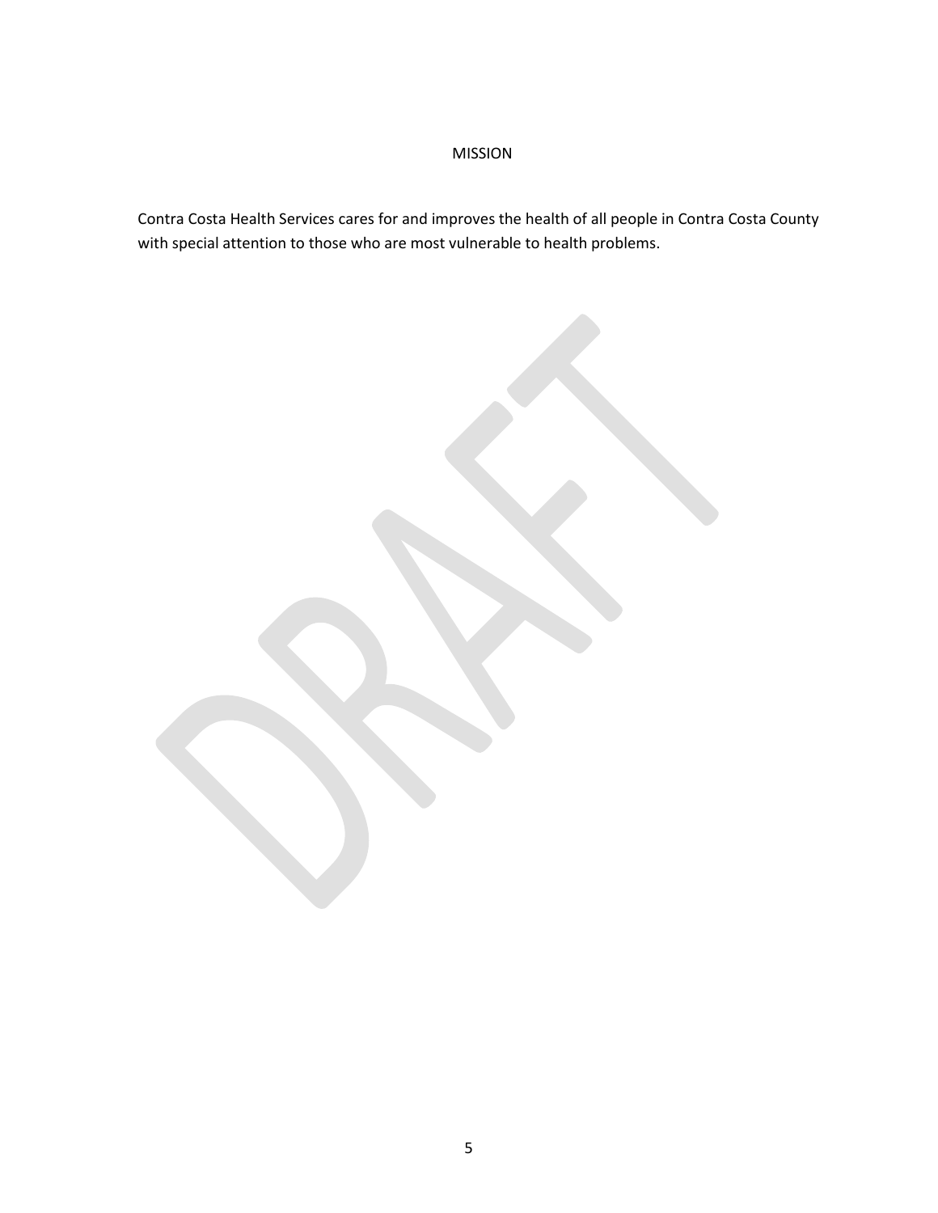# MISSION

Contra Costa Health Services cares for and improves the health of all people in Contra Costa County with special attention to those who are most vulnerable to health problems.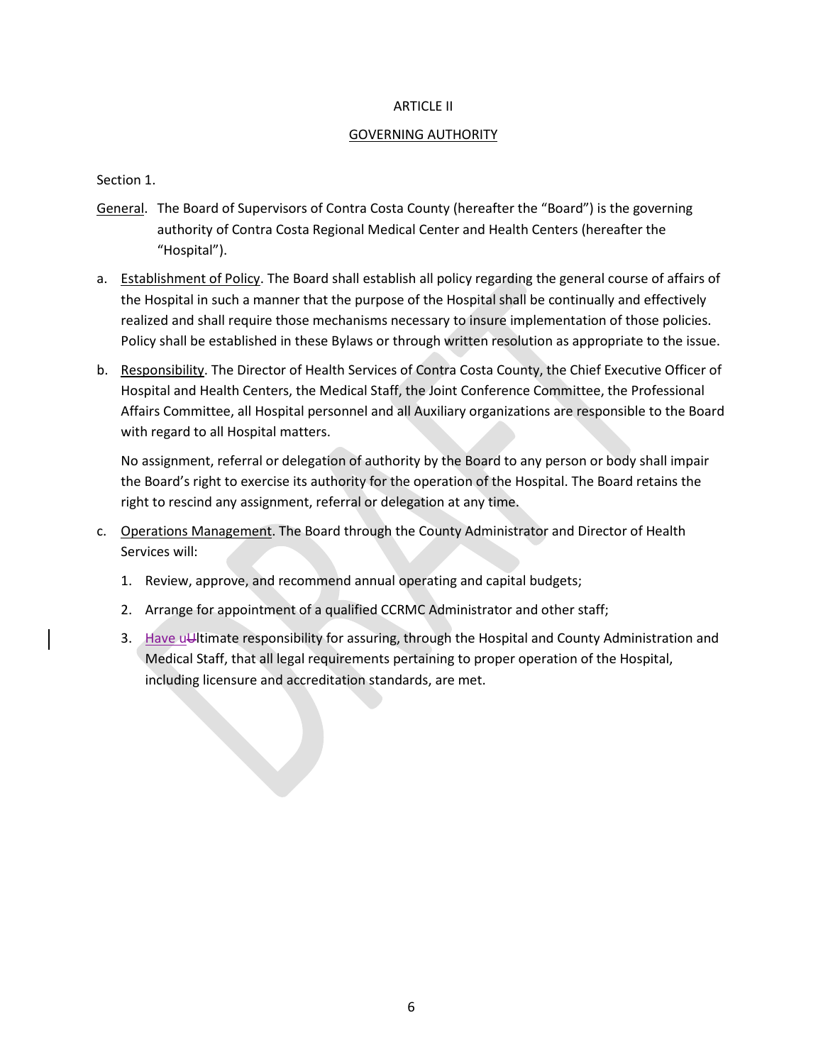ARTICLE II

GOVERNING AUTHORITY

Section 1.

General. The Board of Supervisors of Contra Costa County (hereafter the "Board") is the governing authority of Contra Costa Regional Medical Center and Health Centers (hereafter the "Hospital").

a. Establishment of Policy. The Board shall establish all policy regarding the general course of affairs of the Hospital in such a manner that the purpose of the Hospital shall be continually and effectively realized and shall require those mechanisms necessary to insure implementation of those policies. Policy shall be established in these Bylaws or through written resolution as appropriate to the issue.

b. Responsibility. The Director of Health Services of Contra Costa County, the Chief Executive Officer of Hospital and Health Centers, the Medical Staff, the Joint Conference Committee, the Professional Affairs Committee, all Hospital personnel and all Auxiliary organizations are responsible to the Board with regard to all Hospital matters.

   No assignment, referral or delegation of authority by the Board to any person or body shall impair the Board's right to exercise its authority for the operation of the Hospital. The Board retains the right to rescind any assignment, referral or delegation at any time.

c. Operations Management. The Board through the County Administrator and Director of Health Services will:

   1. Review, approve, and recommend annual operating and capital budgets;
   2. Arrange for appointment of a qualified CCRMC Administrator and other staff;
   3. Have uUltimate responsibility for assuring, through the Hospital and County Administration and Medical Staff, that all legal requirements pertaining to proper operation of the Hospital, including licensure and accreditation standards, are met.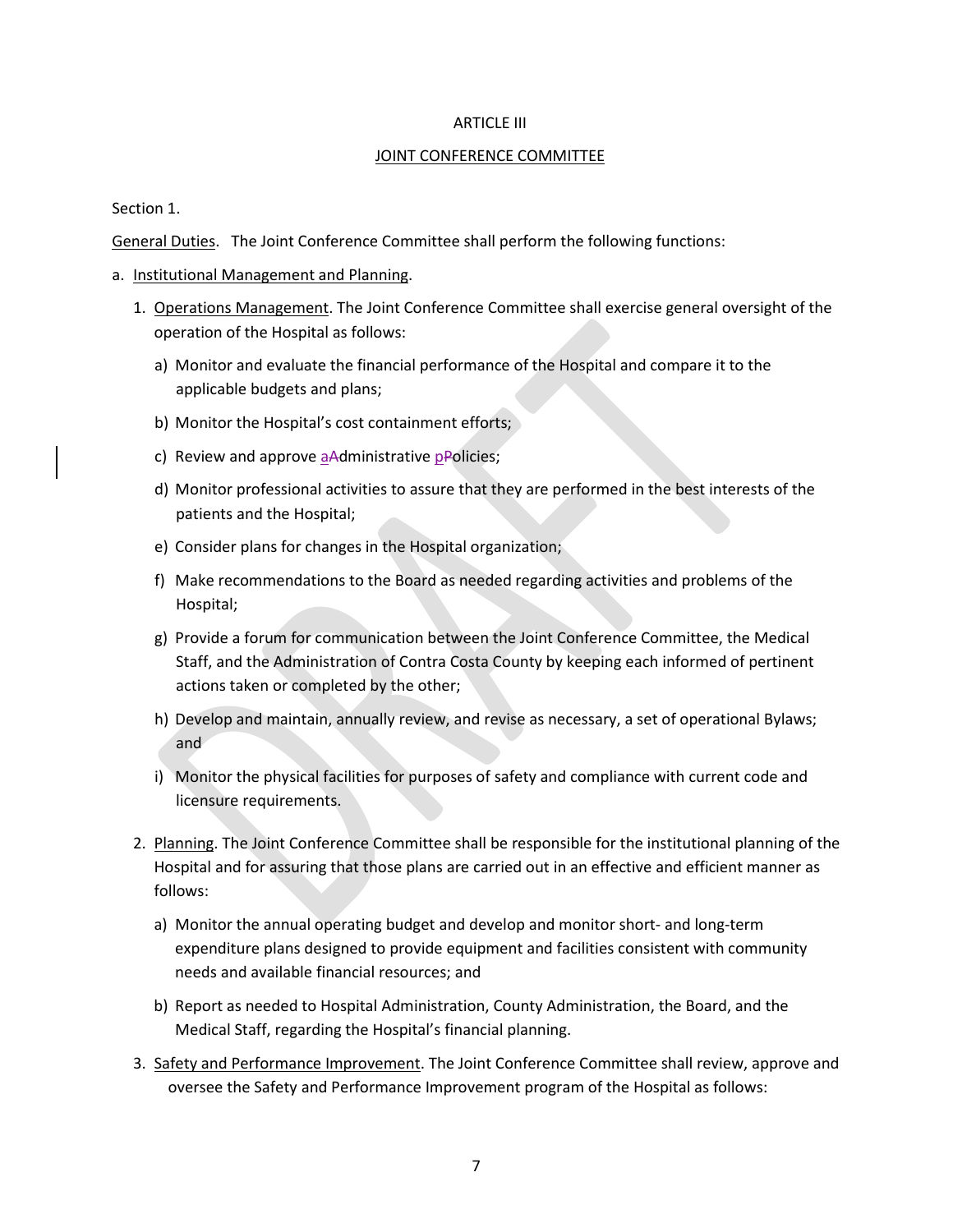ARTICLE III

JOINT CONFERENCE COMMITTEE

Section 1.

General Duties. The Joint Conference Committee shall perform the following functions:

a. Institutional Management and Planning.

1. Operations Management. The Joint Conference Committee shall exercise general oversight of the operation of the Hospital as follows:

   a) Monitor and evaluate the financial performance of the Hospital and compare it to the applicable budgets and plans;

   b) Monitor the Hospital's cost containment efforts;

   c) Review and approve administrative policies;

   d) Monitor professional activities to assure that they are performed in the best interests of the patients and the Hospital;

   e) Consider plans for changes in the Hospital organization;

   f) Make recommendations to the Board as needed regarding activities and problems of the Hospital;

   g) Provide a forum for communication between the Joint Conference Committee, the Medical Staff, and the Administration of Contra Costa County by keeping each informed of pertinent actions taken or completed by the other;

   h) Develop and maintain, annually review, and revise as necessary, a set of operational Bylaws; and

   i) Monitor the physical facilities for purposes of safety and compliance with current code and licensure requirements.

2. Planning. The Joint Conference Committee shall be responsible for the institutional planning of the Hospital and for assuring that those plans are carried out in an effective and efficient manner as follows:

   a) Monitor the annual operating budget and develop and monitor short- and long-term expenditure plans designed to provide equipment and facilities consistent with community needs and available financial resources; and

   b) Report as needed to Hospital Administration, County Administration, the Board, and the Medical Staff, regarding the Hospital's financial planning.

3. Safety and Performance Improvement. The Joint Conference Committee shall review, approve and oversee the Safety and Performance Improvement program of the Hospital as follows: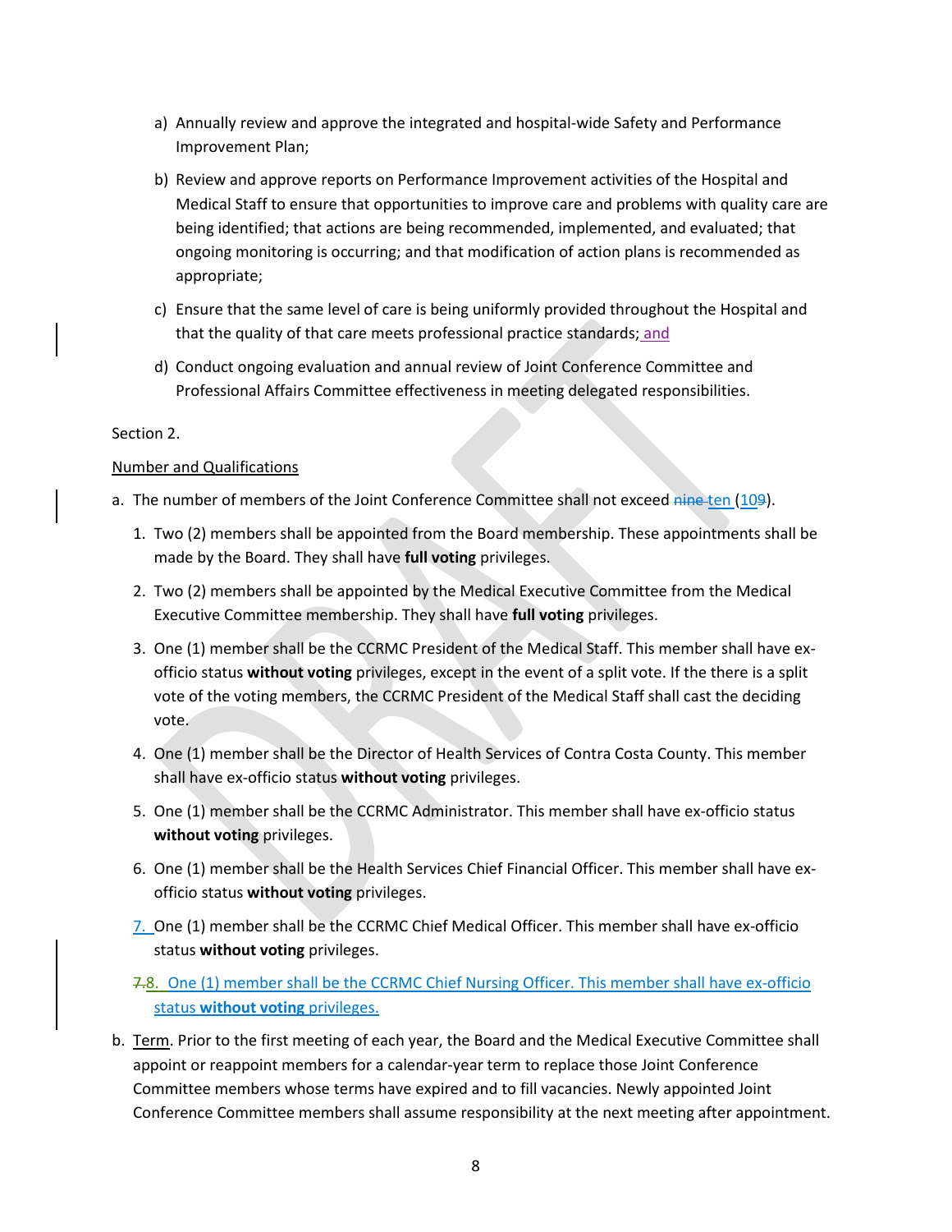a) Annually review and approve the integrated and hospital-wide Safety and Performance Improvement Plan;

b) Review and approve reports on Performance Improvement activities of the Hospital and Medical Staff to ensure that opportunities to improve care and problems with quality care are being identified; that actions are being recommended, implemented, and evaluated; that ongoing monitoring is occurring; and that modification of action plans is recommended as appropriate;

c) Ensure that the same level of care is being uniformly provided throughout the Hospital and that the quality of that care meets professional practice standards; and

d) Conduct ongoing evaluation and annual review of Joint Conference Committee and Professional Affairs Committee effectiveness in meeting delegated responsibilities.

Section 2.

Number and Qualifications

a. The number of members of the Joint Conference Committee shall not exceed ~~nine~~ ten (10~~9~~).

1. Two (2) members shall be appointed from the Board membership. These appointments shall be made by the Board. They shall have **full voting** privileges.

2. Two (2) members shall be appointed by the Medical Executive Committee from the Medical Executive Committee membership. They shall have **full voting** privileges.

3. One (1) member shall be the CCRMC President of the Medical Staff. This member shall have ex-officio status **without voting** privileges, except in the event of a split vote. If the there is a split vote of the voting members, the CCRMC President of the Medical Staff shall cast the deciding vote.

4. One (1) member shall be the Director of Health Services of Contra Costa County. This member shall have ex-officio status **without voting** privileges.

5. One (1) member shall be the CCRMC Administrator. This member shall have ex-officio status **without voting** privileges.

6. One (1) member shall be the Health Services Chief Financial Officer. This member shall have ex-officio status **without voting** privileges.

7. One (1) member shall be the CCRMC Chief Medical Officer. This member shall have ex-officio status **without voting** privileges.

~~7.~~8. One (1) member shall be the CCRMC Chief Nursing Officer. This member shall have ex-officio status **without voting** privileges.

b. Term. Prior to the first meeting of each year, the Board and the Medical Executive Committee shall appoint or reappoint members for a calendar-year term to replace those Joint Conference Committee members whose terms have expired and to fill vacancies. Newly appointed Joint Conference Committee members shall assume responsibility at the next meeting after appointment.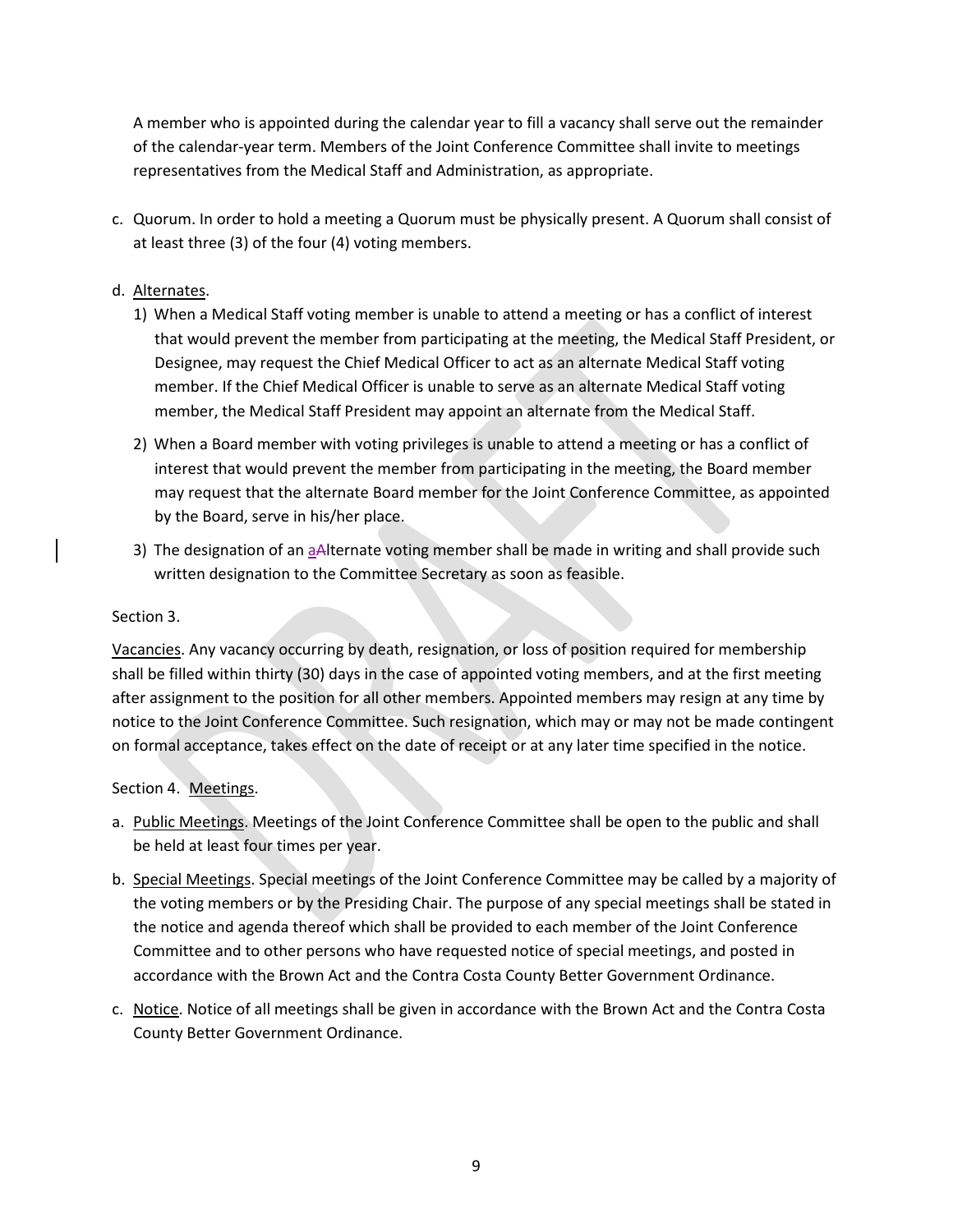A member who is appointed during the calendar year to fill a vacancy shall serve out the remainder of the calendar-year term. Members of the Joint Conference Committee shall invite to meetings representatives from the Medical Staff and Administration, as appropriate.

c. Quorum. In order to hold a meeting a Quorum must be physically present. A Quorum shall consist of at least three (3) of the four (4) voting members.

d. Alternates.

   1) When a Medical Staff voting member is unable to attend a meeting or has a conflict of interest that would prevent the member from participating at the meeting, the Medical Staff President, or Designee, may request the Chief Medical Officer to act as an alternate Medical Staff voting member. If the Chief Medical Officer is unable to serve as an alternate Medical Staff voting member, the Medical Staff President may appoint an alternate from the Medical Staff.

   2) When a Board member with voting privileges is unable to attend a meeting or has a conflict of interest that would prevent the member from participating in the meeting, the Board member may request that the alternate Board member for the Joint Conference Committee, as appointed by the Board, serve in his/her place.

   3) The designation of an ~~A~~alternate voting member shall be made in writing and shall provide such written designation to the Committee Secretary as soon as feasible.

Section 3.

Vacancies. Any vacancy occurring by death, resignation, or loss of position required for membership shall be filled within thirty (30) days in the case of appointed voting members, and at the first meeting after assignment to the position for all other members. Appointed members may resign at any time by notice to the Joint Conference Committee. Such resignation, which may or may not be made contingent on formal acceptance, takes effect on the date of receipt or at any later time specified in the notice.

Section 4. Meetings.

a. Public Meetings. Meetings of the Joint Conference Committee shall be open to the public and shall be held at least four times per year.

b. Special Meetings. Special meetings of the Joint Conference Committee may be called by a majority of the voting members or by the Presiding Chair. The purpose of any special meetings shall be stated in the notice and agenda thereof which shall be provided to each member of the Joint Conference Committee and to other persons who have requested notice of special meetings, and posted in accordance with the Brown Act and the Contra Costa County Better Government Ordinance.

c. Notice. Notice of all meetings shall be given in accordance with the Brown Act and the Contra Costa County Better Government Ordinance.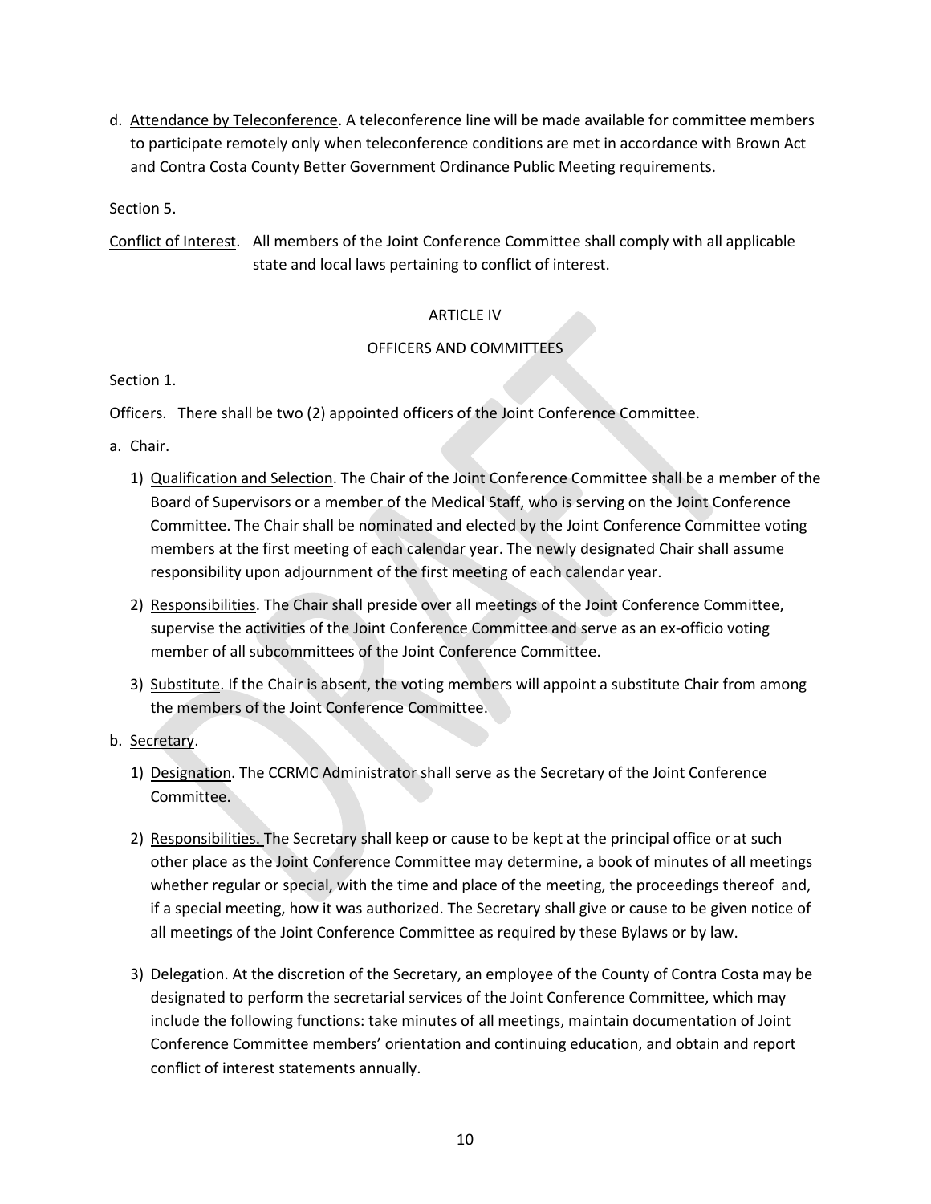d. Attendance by Teleconference. A teleconference line will be made available for committee members to participate remotely only when teleconference conditions are met in accordance with Brown Act and Contra Costa County Better Government Ordinance Public Meeting requirements.

Section 5.

Conflict of Interest. All members of the Joint Conference Committee shall comply with all applicable state and local laws pertaining to conflict of interest.

## ARTICLE IV

## OFFICERS AND COMMITTEES

Section 1.

Officers. There shall be two (2) appointed officers of the Joint Conference Committee.

a. Chair.

1) Qualification and Selection. The Chair of the Joint Conference Committee shall be a member of the Board of Supervisors or a member of the Medical Staff, who is serving on the Joint Conference Committee. The Chair shall be nominated and elected by the Joint Conference Committee voting members at the first meeting of each calendar year. The newly designated Chair shall assume responsibility upon adjournment of the first meeting of each calendar year.

2) Responsibilities. The Chair shall preside over all meetings of the Joint Conference Committee, supervise the activities of the Joint Conference Committee and serve as an ex-officio voting member of all subcommittees of the Joint Conference Committee.

3) Substitute. If the Chair is absent, the voting members will appoint a substitute Chair from among the members of the Joint Conference Committee.

b. Secretary.

1) Designation. The CCRMC Administrator shall serve as the Secretary of the Joint Conference Committee.

2) Responsibilities. The Secretary shall keep or cause to be kept at the principal office or at such other place as the Joint Conference Committee may determine, a book of minutes of all meetings whether regular or special, with the time and place of the meeting, the proceedings thereof and, if a special meeting, how it was authorized. The Secretary shall give or cause to be given notice of all meetings of the Joint Conference Committee as required by these Bylaws or by law.

3) Delegation. At the discretion of the Secretary, an employee of the County of Contra Costa may be designated to perform the secretarial services of the Joint Conference Committee, which may include the following functions: take minutes of all meetings, maintain documentation of Joint Conference Committee members' orientation and continuing education, and obtain and report conflict of interest statements annually.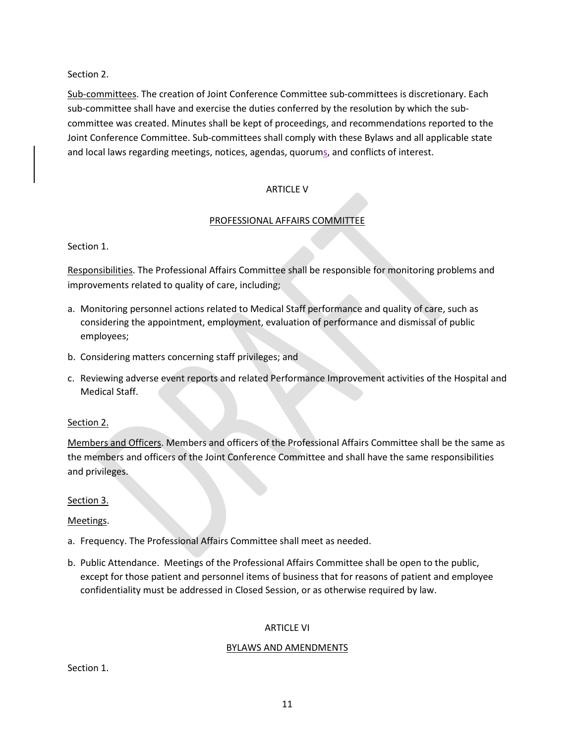Section 2.

Sub-committees. The creation of Joint Conference Committee sub-committees is discretionary. Each sub-committee shall have and exercise the duties conferred by the resolution by which the sub-committee was created. Minutes shall be kept of proceedings, and recommendations reported to the Joint Conference Committee. Sub-committees shall comply with these Bylaws and all applicable state and local laws regarding meetings, notices, agendas, quorums, and conflicts of interest.

## ARTICLE V

## PROFESSIONAL AFFAIRS COMMITTEE

Section 1.

Responsibilities. The Professional Affairs Committee shall be responsible for monitoring problems and improvements related to quality of care, including;

a. Monitoring personnel actions related to Medical Staff performance and quality of care, such as considering the appointment, employment, evaluation of performance and dismissal of public employees;
b. Considering matters concerning staff privileges; and
c. Reviewing adverse event reports and related Performance Improvement activities of the Hospital and Medical Staff.

Section 2.

Members and Officers. Members and officers of the Professional Affairs Committee shall be the same as the members and officers of the Joint Conference Committee and shall have the same responsibilities and privileges.

Section 3.

Meetings.

a. Frequency. The Professional Affairs Committee shall meet as needed.
b. Public Attendance. Meetings of the Professional Affairs Committee shall be open to the public, except for those patient and personnel items of business that for reasons of patient and employee confidentiality must be addressed in Closed Session, or as otherwise required by law.

## ARTICLE VI

## BYLAWS AND AMENDMENTS

Section 1.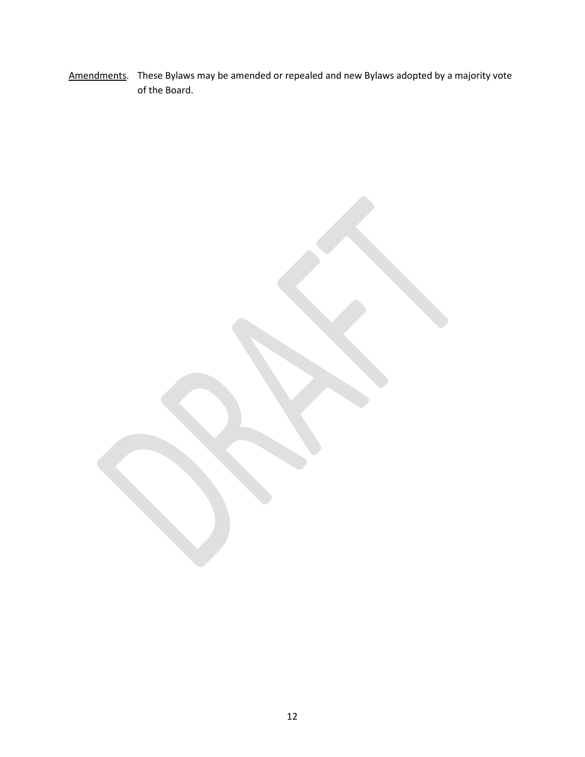<u>Amendments</u>. These Bylaws may be amended or repealed and new Bylaws adopted by a majority vote of the Board.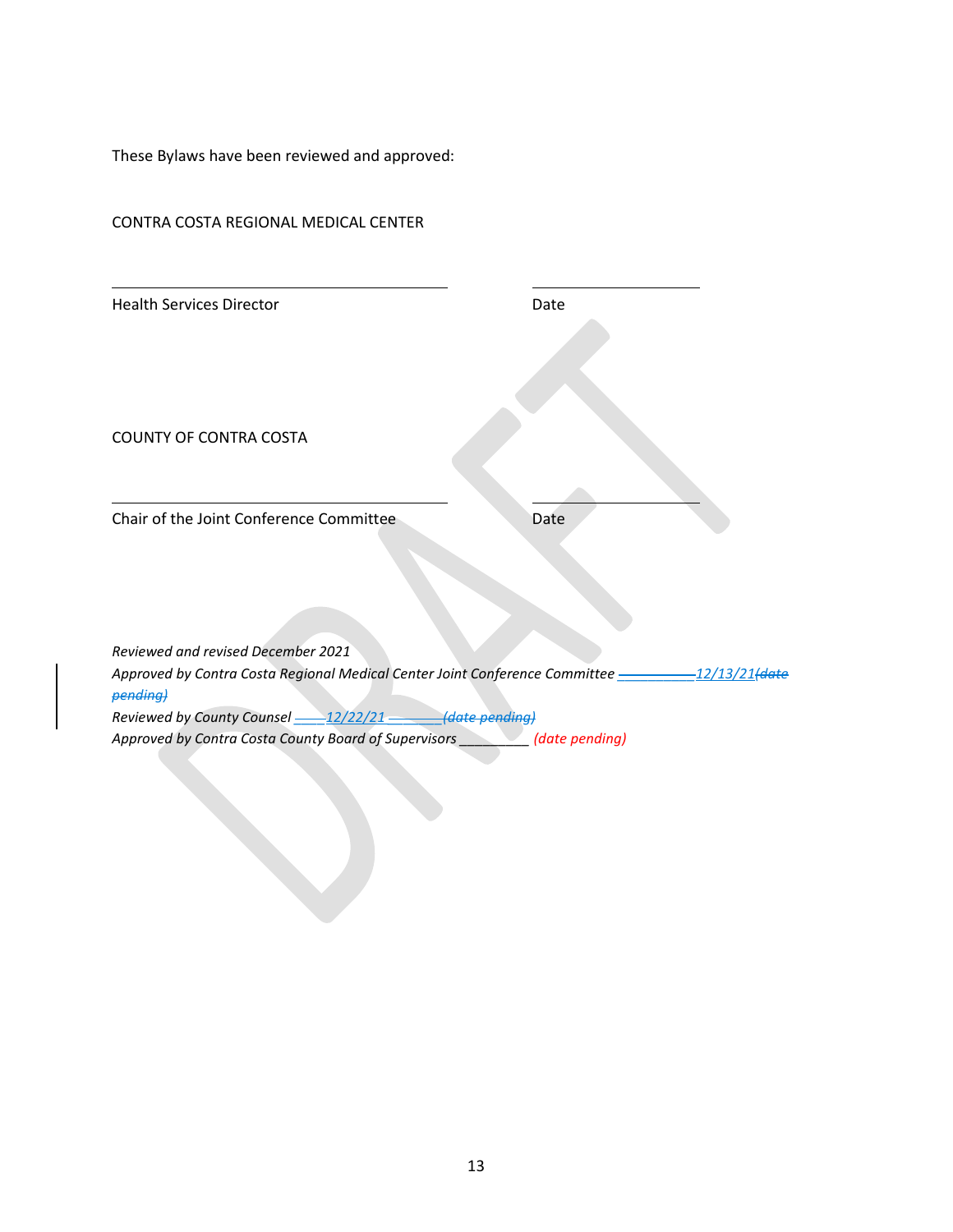These Bylaws have been reviewed and approved:

CONTRA COSTA REGIONAL MEDICAL CENTER

| | |
|---|---|
| Health Services Director | Date |

COUNTY OF CONTRA COSTA

| | |
|---|---|
| Chair of the Joint Conference Committee | Date |

*Reviewed and revised December 2021*
*Approved by Contra Costa Regional Medical Center Joint Conference Committee 12/13/21~~(date pending)~~*
*Reviewed by County Counsel 12/22/21 ~~(date pending)~~*
*Approved by Contra Costa County Board of Supervisors _________ (date pending)*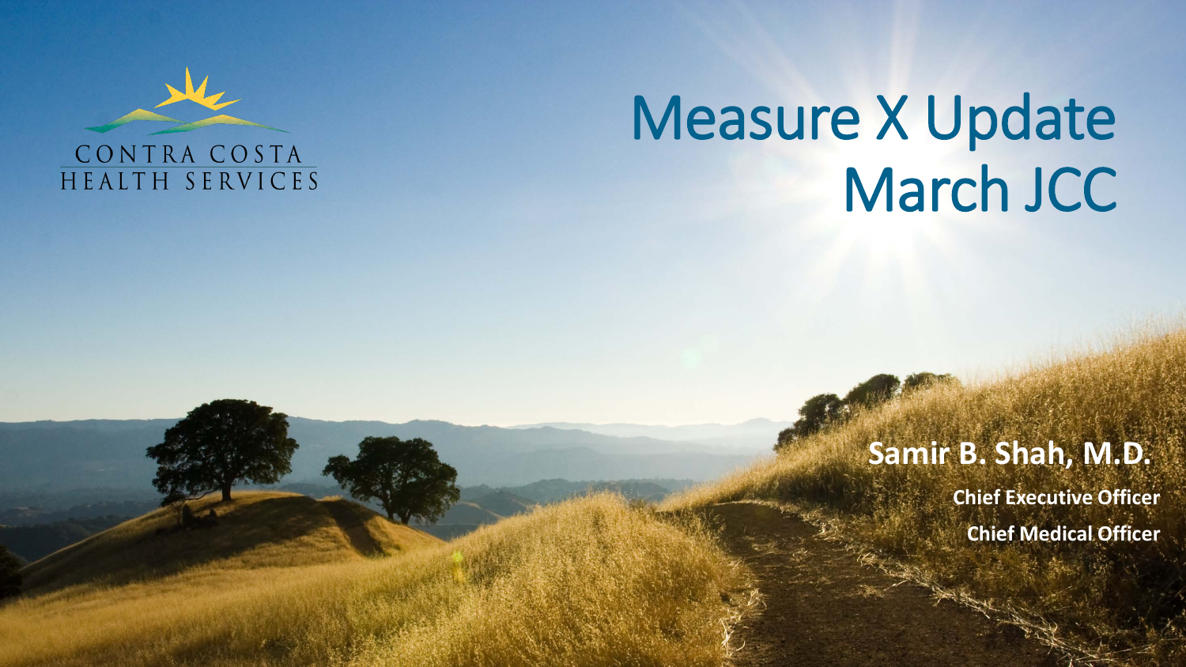CONTRA COSTA HEALTH SERVICES

# Measure X Update March JCC

**Samir B. Shah, M.D.**

**Chief Executive Officer**

**Chief Medical Officer**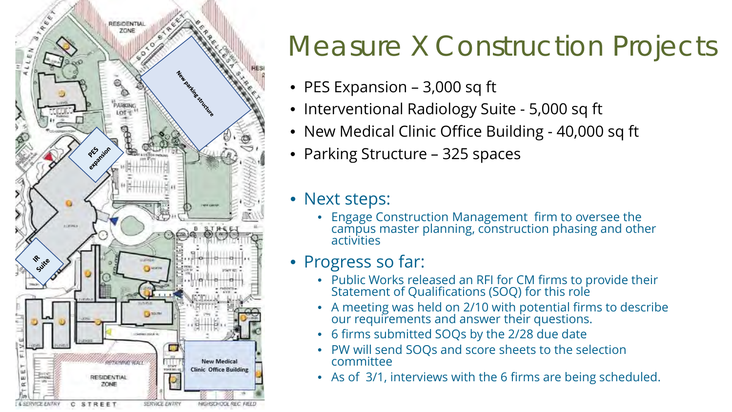# Measure X Construction Projects

- PES Expansion – 3,000 sq ft
- Interventional Radiology Suite - 5,000 sq ft
- New Medical Clinic Office Building - 40,000 sq ft
- Parking Structure – 325 spaces

- Next steps:
  - Engage Construction Management firm to oversee the campus master planning, construction phasing and other activities
- Progress so far:
  - Public Works released an RFI for CM firms to provide their Statement of Qualifications (SOQ) for this role
  - A meeting was held on 2/10 with potential firms to describe our requirements and answer their questions.
  - 6 firms submitted SOQs by the 2/28 due date
  - PW will send SOQs and score sheets to the selection committee
  - As of 3/1, interviews with the 6 firms are being scheduled.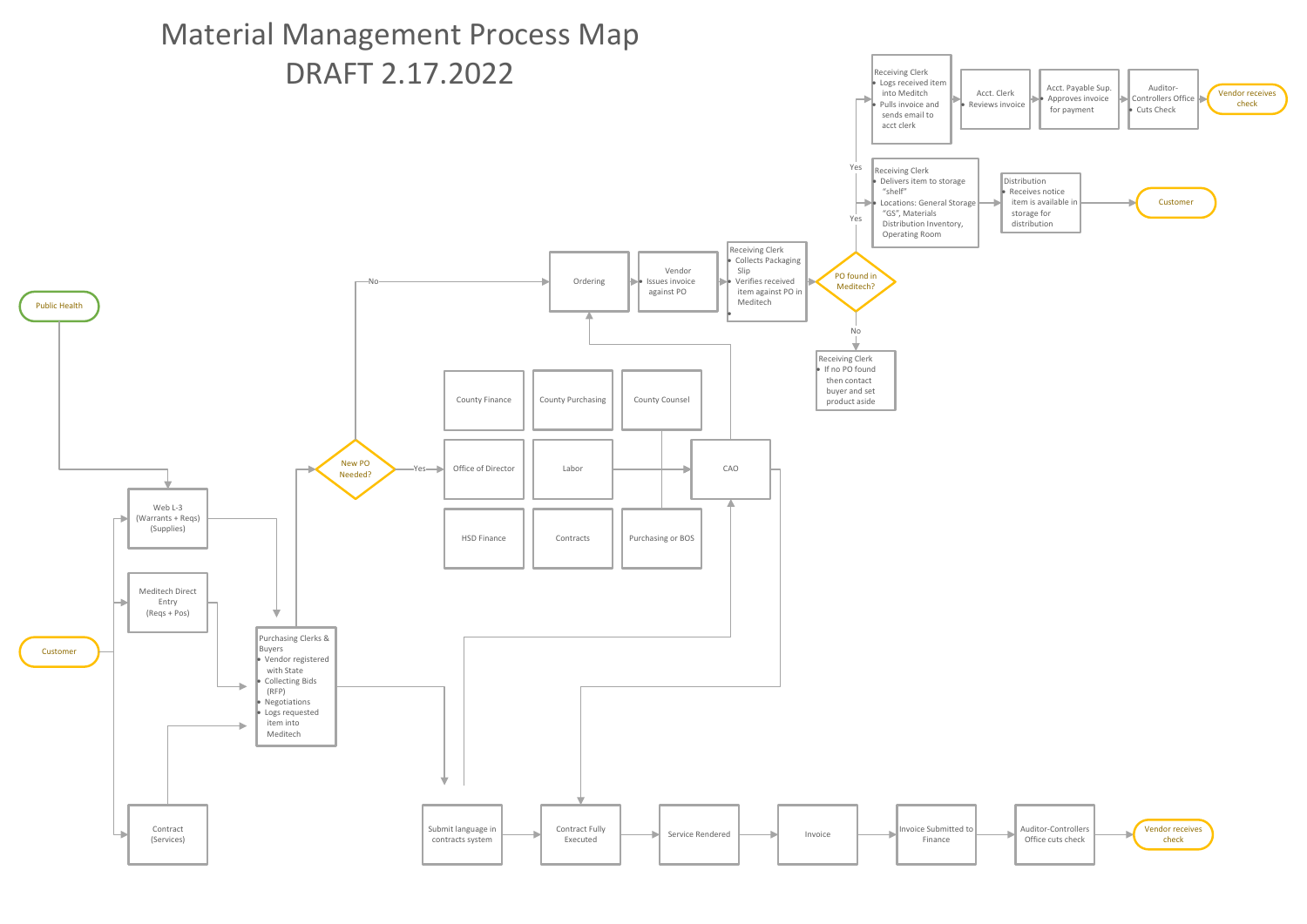# Material Management Process Map
## DRAFT 2.17.2022

Public Health

Customer

Web L-3 (Warrants + Reqs) (Supplies)

Meditech Direct Entry (Reqs + Pos)

Contract (Services)

Purchasing Clerks & Buyers
- Vendor registered with State
- Collecting Bids (RFP)
- Negotiations
- Logs requested item into Meditech

New PO Needed?

No

Yes

County Finance

County Purchasing

County Counsel

Office of Director

Labor

CAO

HSD Finance

Contracts

Purchasing or BOS

Ordering

Vendor
- Issues invoice against PO

Receiving Clerk
- Collects Packaging Slip
- Verifies received item against PO in Meditech

PO found in Meditech?

Yes

No

Receiving Clerk
- If no PO found then contact buyer and set product aside

Receiving Clerk
- Logs received item into Meditch
- Pulls invoice and sends email to acct clerk

Acct. Clerk
- Reviews invoice

Acct. Payable Sup.
- Approves invoice for payment

Auditor-Controllers Office
- Cuts Check

Vendor receives check

Receiving Clerk
- Delivers item to storage "shelf"
- Locations: General Storage "GS", Materials Distribution Inventory, Operating Room

Distribution
- Receives notice item is available in storage for distribution

Customer

Submit language in contracts system

Contract Fully Executed

Service Rendered

Invoice

Invoice Submitted to Finance

Auditor-Controllers Office cuts check

Vendor receives check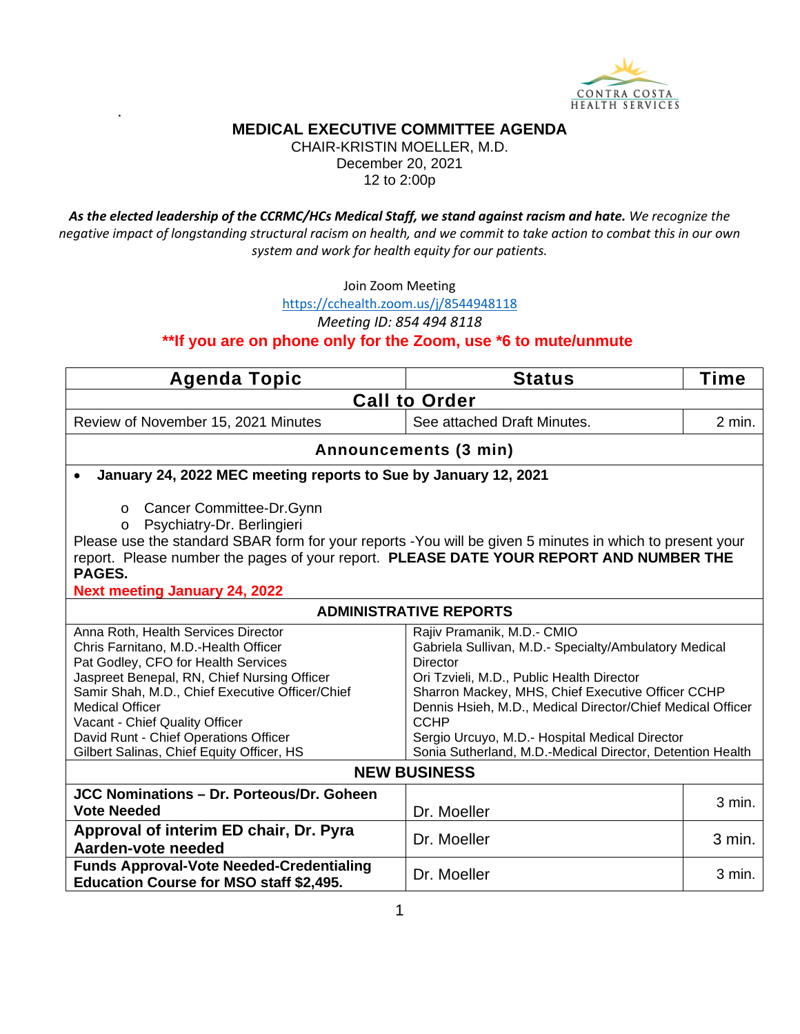# MEDICAL EXECUTIVE COMMITTEE AGENDA

CHAIR-KRISTIN MOELLER, M.D.
December 20, 2021
12 to 2:00p

***As the elected leadership of the CCRMC/HCs Medical Staff, we stand against racism and hate.*** *We recognize the negative impact of longstanding structural racism on health, and we commit to take action to combat this in our own system and work for health equity for our patients.*

Join Zoom Meeting
https://cchealth.zoom.us/j/8544948118
*Meeting ID: 854 494 8118*

**\*\*If you are on phone only for the Zoom, use \*6 to mute/unmute**

| Agenda Topic | Status | Time |
|---|---|---|
| **Call to Order** | | |
| Review of November 15, 2021 Minutes | See attached Draft Minutes. | 2 min. |
| **Announcements (3 min)** | | |
| • **January 24, 2022 MEC meeting reports to Sue by January 12, 2021**<br>o Cancer Committee-Dr.Gynn<br>o Psychiatry-Dr. Berlingieri<br>Please use the standard SBAR form for your reports -You will be given 5 minutes in which to present your report. Please number the pages of your report. **PLEASE DATE YOUR REPORT AND NUMBER THE PAGES.**<br>**Next meeting January 24, 2022** | | |
| **ADMINISTRATIVE REPORTS** | | |
| Anna Roth, Health Services Director<br>Chris Farnitano, M.D.-Health Officer<br>Pat Godley, CFO for Health Services<br>Jaspreet Benepal, RN, Chief Nursing Officer<br>Samir Shah, M.D., Chief Executive Officer/Chief Medical Officer<br>Vacant - Chief Quality Officer<br>David Runt - Chief Operations Officer<br>Gilbert Salinas, Chief Equity Officer, HS | Rajiv Pramanik, M.D.- CMIO<br>Gabriela Sullivan, M.D.- Specialty/Ambulatory Medical Director<br>Ori Tzvieli, M.D., Public Health Director<br>Sharron Mackey, MHS, Chief Executive Officer CCHP<br>Dennis Hsieh, M.D., Medical Director/Chief Medical Officer CCHP<br>Sergio Urcuyo, M.D.- Hospital Medical Director<br>Sonia Sutherland, M.D.-Medical Director, Detention Health | |
| **NEW BUSINESS** | | |
| **JCC Nominations – Dr. Porteous/Dr. Goheen Vote Needed** | Dr. Moeller | 3 min. |
| **Approval of interim ED chair, Dr. Pyra Aarden-vote needed** | Dr. Moeller | 3 min. |
| **Funds Approval-Vote Needed-Credentialing Education Course for MSO staff $2,495.** | Dr. Moeller | 3 min. |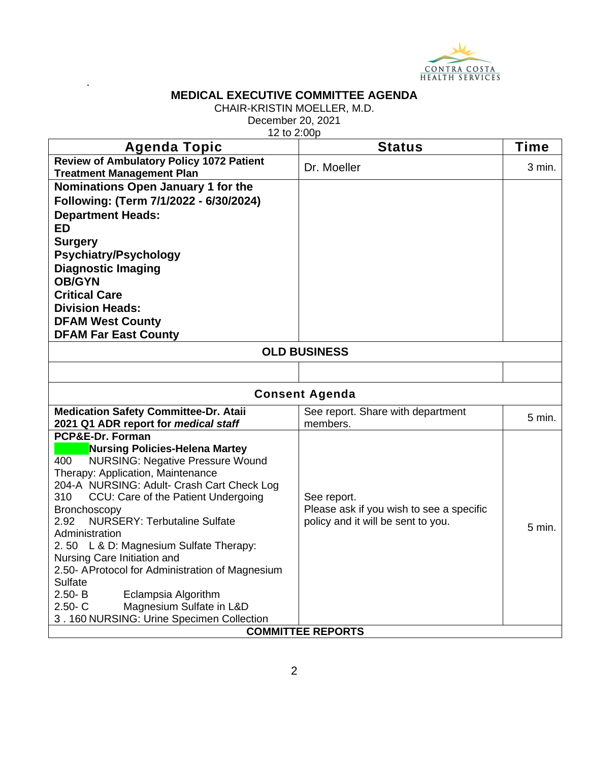# MEDICAL EXECUTIVE COMMITTEE AGENDA

CHAIR-KRISTIN MOELLER, M.D.
December 20, 2021
12 to 2:00p

| Agenda Topic | Status | Time |
|---|---|---|
| **Review of Ambulatory Policy 1072 Patient Treatment Management Plan** | Dr. Moeller | 3 min. |
| **Nominations Open January 1 for the Following: (Term 7/1/2022 - 6/30/2024)**<br>**Department Heads:**<br>**ED**<br>**Surgery**<br>**Psychiatry/Psychology**<br>**Diagnostic Imaging**<br>**OB/GYN**<br>**Critical Care**<br>**Division Heads:**<br>**DFAM West County**<br>**DFAM Far East County** | | |
| **OLD BUSINESS** | | |
| | | |
| **Consent Agenda** | | |
| **Medication Safety Committee-Dr. Ataii 2021 Q1 ADR report for *medical staff*** | See report. Share with department members. | 5 min. |
| **PCP&E-Dr. Forman**<br>**Nursing Policies-Helena Martey**<br>400 NURSING: Negative Pressure Wound Therapy: Application, Maintenance<br>204-A NURSING: Adult- Crash Cart Check Log<br>310 CCU: Care of the Patient Undergoing Bronchoscopy<br>2.92 NURSERY: Terbutaline Sulfate Administration<br>2. 50 L & D: Magnesium Sulfate Therapy: Nursing Care Initiation and<br>2.50- AProtocol for Administration of Magnesium Sulfate<br>2.50- B Eclampsia Algorithm<br>2.50- C Magnesium Sulfate in L&D<br>3 . 160 NURSING: Urine Specimen Collection | See report.<br>Please ask if you wish to see a specific policy and it will be sent to you. | 5 min. |
| **COMMITTEE REPORTS** | | |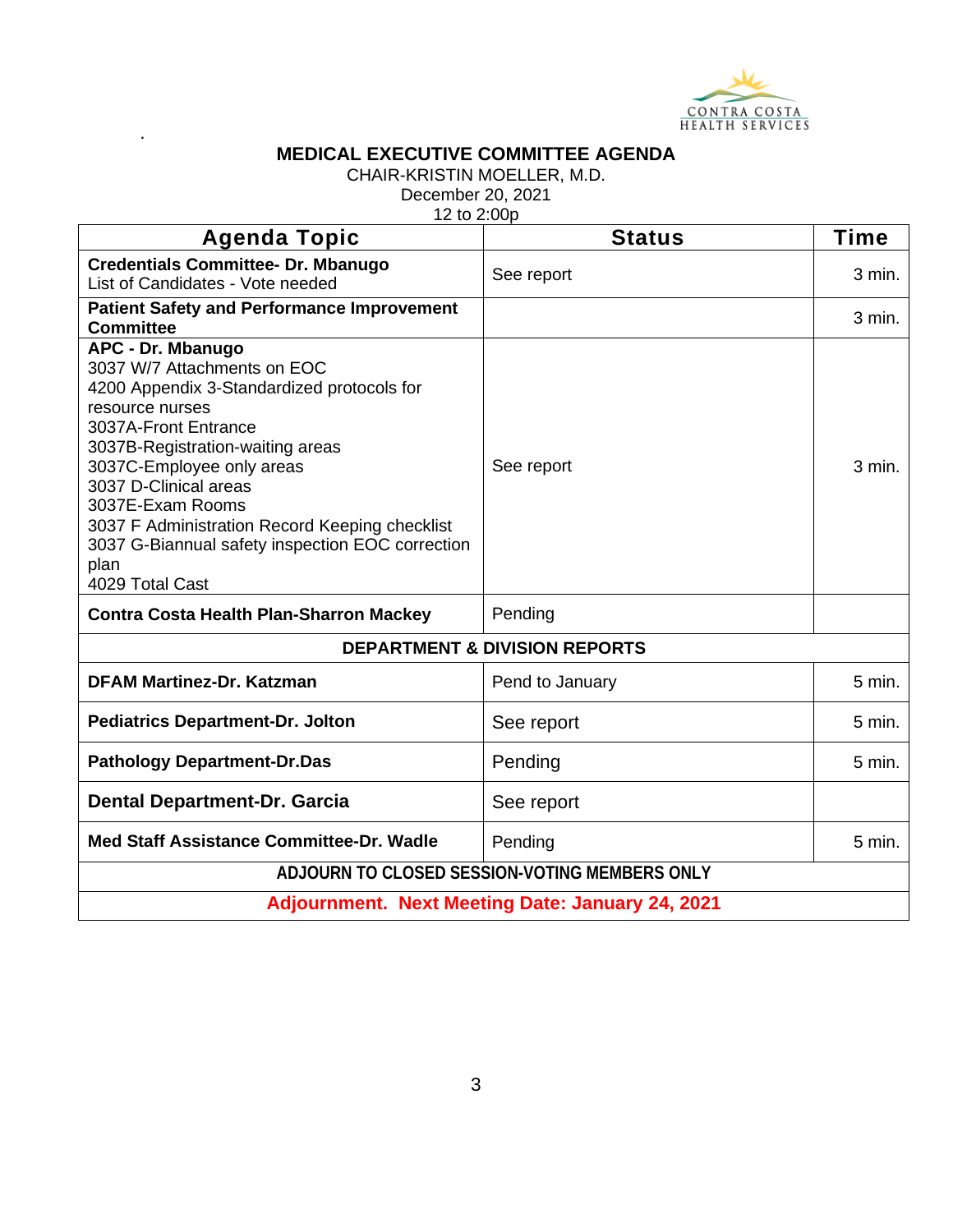CONTRA COSTA HEALTH SERVICES

# MEDICAL EXECUTIVE COMMITTEE AGENDA

CHAIR-KRISTIN MOELLER, M.D.
December 20, 2021
12 to 2:00p

| Agenda Topic | Status | Time |
|---|---|---|
| **Credentials Committee- Dr. Mbanugo**<br>List of Candidates - Vote needed | See report | 3 min. |
| **Patient Safety and Performance Improvement Committee** | | 3 min. |
| **APC - Dr. Mbanugo**<br>3037 W/7 Attachments on EOC<br>4200 Appendix 3-Standardized protocols for resource nurses<br>3037A-Front Entrance<br>3037B-Registration-waiting areas<br>3037C-Employee only areas<br>3037 D-Clinical areas<br>3037E-Exam Rooms<br>3037 F Administration Record Keeping checklist<br>3037 G-Biannual safety inspection EOC correction plan<br>4029 Total Cast | See report | 3 min. |
| **Contra Costa Health Plan-Sharron Mackey** | Pending | |
| **DEPARTMENT & DIVISION REPORTS** | | |
| **DFAM Martinez-Dr. Katzman** | Pend to January | 5 min. |
| **Pediatrics Department-Dr. Jolton** | See report | 5 min. |
| **Pathology Department-Dr.Das** | Pending | 5 min. |
| **Dental Department-Dr. Garcia** | See report | |
| **Med Staff Assistance Committee-Dr. Wadle** | Pending | 5 min. |
| **ADJOURN TO CLOSED SESSION-VOTING MEMBERS ONLY** | | |
| **Adjournment. Next Meeting Date: January 24, 2021** | | |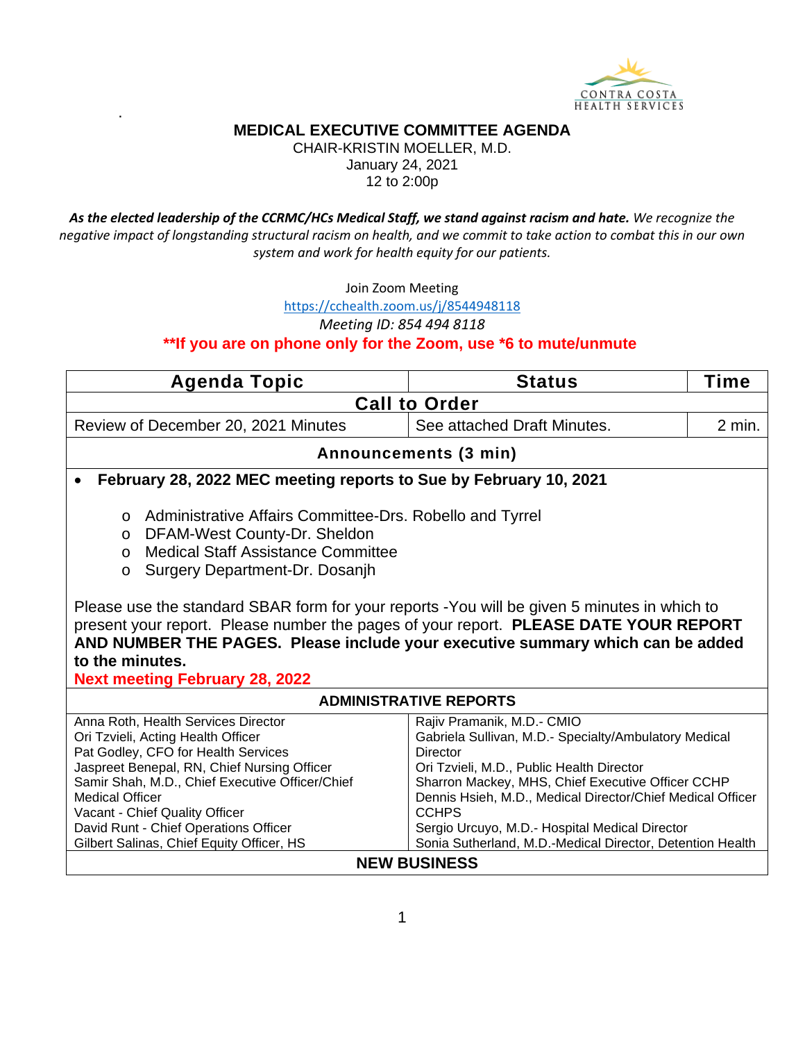CONTRA COSTA HEALTH SERVICES

.

# MEDICAL EXECUTIVE COMMITTEE AGENDA

CHAIR-KRISTIN MOELLER, M.D.
January 24, 2021
12 to 2:00p

***As the elected leadership of the CCRMC/HCs Medical Staff, we stand against racism and hate.*** *We recognize the negative impact of longstanding structural racism on health, and we commit to take action to combat this in our own system and work for health equity for our patients.*

Join Zoom Meeting
https://cchealth.zoom.us/j/8544948118
*Meeting ID: 854 494 8118*

**\*\*If you are on phone only for the Zoom, use \*6 to mute/unmute**

| Agenda Topic | Status | Time |
|---|---|---|
| **Call to Order** | | |
| Review of December 20, 2021 Minutes | See attached Draft Minutes. | 2 min. |
| **Announcements (3 min)** | | |

- **February 28, 2022 MEC meeting reports to Sue by February 10, 2021**
  - Administrative Affairs Committee-Drs. Robello and Tyrrel
  - DFAM-West County-Dr. Sheldon
  - Medical Staff Assistance Committee
  - Surgery Department-Dr. Dosanjh

Please use the standard SBAR form for your reports -You will be given 5 minutes in which to present your report. Please number the pages of your report. **PLEASE DATE YOUR REPORT AND NUMBER THE PAGES. Please include your executive summary which can be added to the minutes.**

**Next meeting February 28, 2022**

| ADMINISTRATIVE REPORTS | |
|---|---|
| Anna Roth, Health Services Director<br>Ori Tzvieli, Acting Health Officer<br>Pat Godley, CFO for Health Services<br>Jaspreet Benepal, RN, Chief Nursing Officer<br>Samir Shah, M.D., Chief Executive Officer/Chief Medical Officer<br>Vacant - Chief Quality Officer<br>David Runt - Chief Operations Officer<br>Gilbert Salinas, Chief Equity Officer, HS | Rajiv Pramanik, M.D.- CMIO<br>Gabriela Sullivan, M.D.- Specialty/Ambulatory Medical Director<br>Ori Tzvieli, M.D., Public Health Director<br>Sharron Mackey, MHS, Chief Executive Officer CCHP<br>Dennis Hsieh, M.D., Medical Director/Chief Medical Officer CCHPS<br>Sergio Urcuyo, M.D.- Hospital Medical Director<br>Sonia Sutherland, M.D.-Medical Director, Detention Health |
| **NEW BUSINESS** | |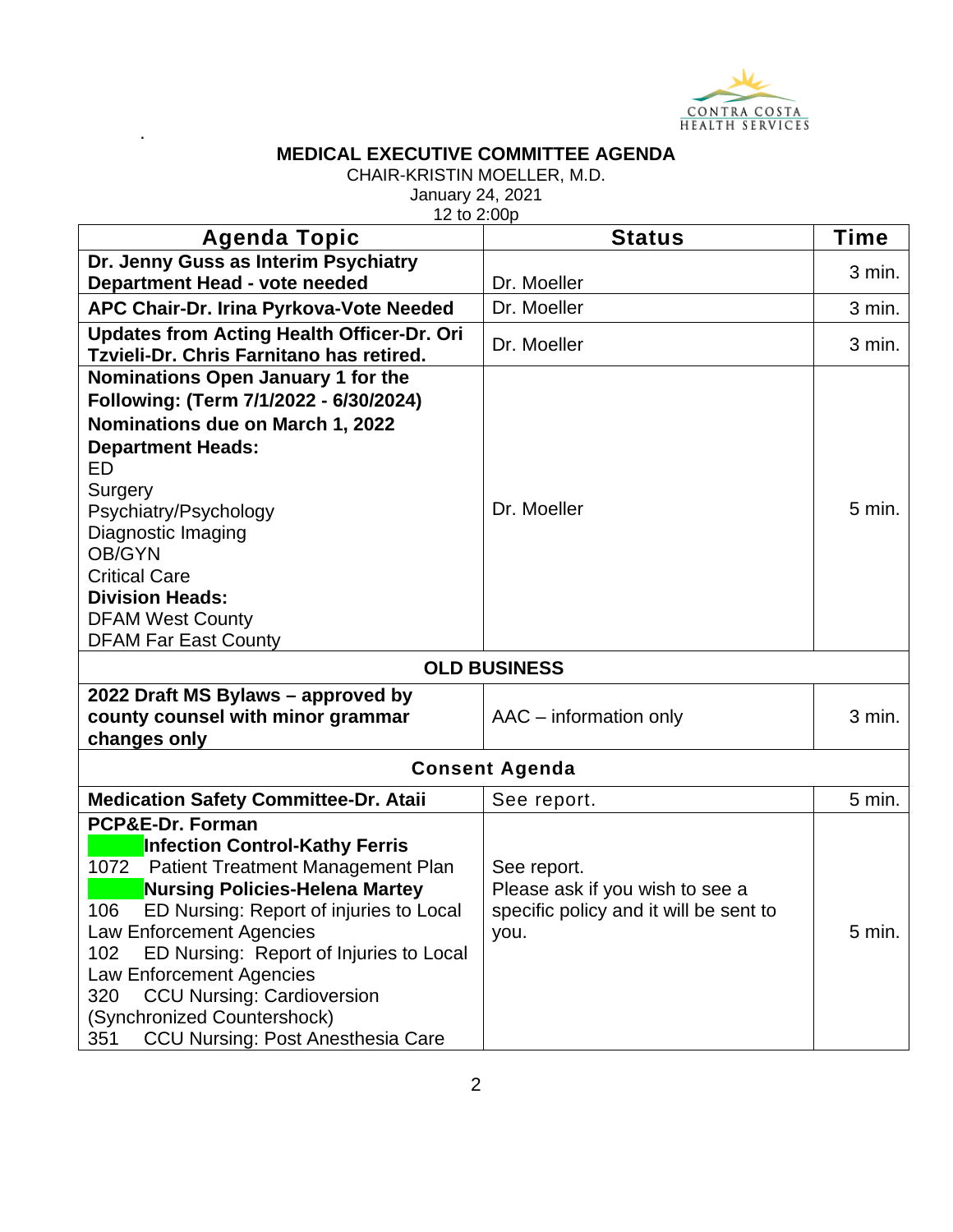CONTRA COSTA HEALTH SERVICES

.

**MEDICAL EXECUTIVE COMMITTEE AGENDA**

CHAIR-KRISTIN MOELLER, M.D.
January 24, 2021
12 to 2:00p

| Agenda Topic | Status | Time |
|---|---|---|
| **Dr. Jenny Guss as Interim Psychiatry Department Head - vote needed** | Dr. Moeller | 3 min. |
| **APC Chair-Dr. Irina Pyrkova-Vote Needed** | Dr. Moeller | 3 min. |
| **Updates from Acting Health Officer-Dr. Ori Tzvieli-Dr. Chris Farnitano has retired.** | Dr. Moeller | 3 min. |
| **Nominations Open January 1 for the Following: (Term 7/1/2022 - 6/30/2024)**<br>**Nominations due on March 1, 2022**<br>**Department Heads:**<br>ED<br>Surgery<br>Psychiatry/Psychology<br>Diagnostic Imaging<br>OB/GYN<br>Critical Care<br>**Division Heads:**<br>DFAM West County<br>DFAM Far East County | Dr. Moeller | 5 min. |
| **OLD BUSINESS** | | |
| **2022 Draft MS Bylaws – approved by county counsel with minor grammar changes only** | AAC – information only | 3 min. |
| **Consent Agenda** | | |
| **Medication Safety Committee-Dr. Ataii** | See report. | 5 min. |
| **PCP&E-Dr. Forman**<br>**Infection Control-Kathy Ferris**<br>1072 Patient Treatment Management Plan<br>**Nursing Policies-Helena Martey**<br>106 ED Nursing: Report of injuries to Local Law Enforcement Agencies<br>102 ED Nursing: Report of Injuries to Local Law Enforcement Agencies<br>320 CCU Nursing: Cardioversion (Synchronized Countershock)<br>351 CCU Nursing: Post Anesthesia Care | See report.<br>Please ask if you wish to see a specific policy and it will be sent to you. | 5 min. |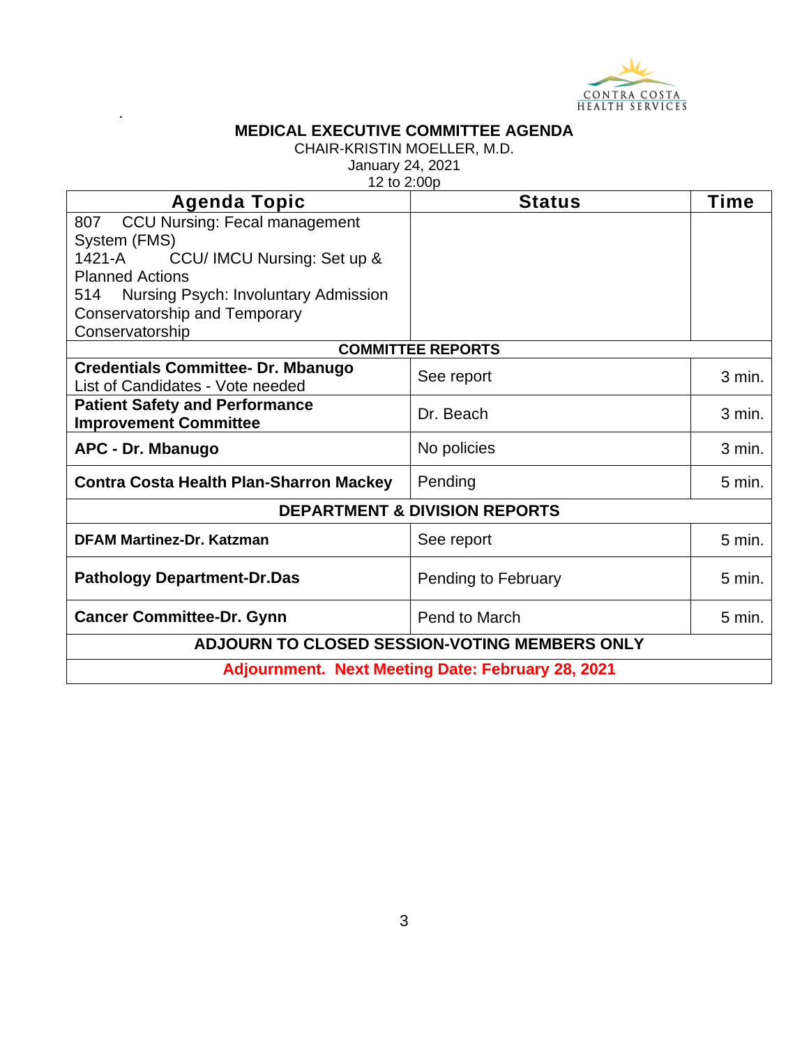CONTRA COSTA HEALTH SERVICES

**MEDICAL EXECUTIVE COMMITTEE AGENDA**

CHAIR-KRISTIN MOELLER, M.D.
January 24, 2021
12 to 2:00p

| Agenda Topic | Status | Time |
|---|---|---|
| 807 CCU Nursing: Fecal management System (FMS)<br>1421-A CCU/ IMCU Nursing: Set up & Planned Actions<br>514 Nursing Psych: Involuntary Admission Conservatorship and Temporary Conservatorship | | |
| **COMMITTEE REPORTS** | | |
| **Credentials Committee- Dr. Mbanugo**<br>List of Candidates - Vote needed | See report | 3 min. |
| **Patient Safety and Performance Improvement Committee** | Dr. Beach | 3 min. |
| **APC - Dr. Mbanugo** | No policies | 3 min. |
| **Contra Costa Health Plan-Sharron Mackey** | Pending | 5 min. |
| **DEPARTMENT & DIVISION REPORTS** | | |
| **DFAM Martinez-Dr. Katzman** | See report | 5 min. |
| **Pathology Department-Dr.Das** | Pending to February | 5 min. |
| **Cancer Committee-Dr. Gynn** | Pend to March | 5 min. |
| **ADJOURN TO CLOSED SESSION-VOTING MEMBERS ONLY** | | |
| **Adjournment. Next Meeting Date: February 28, 2021** | | |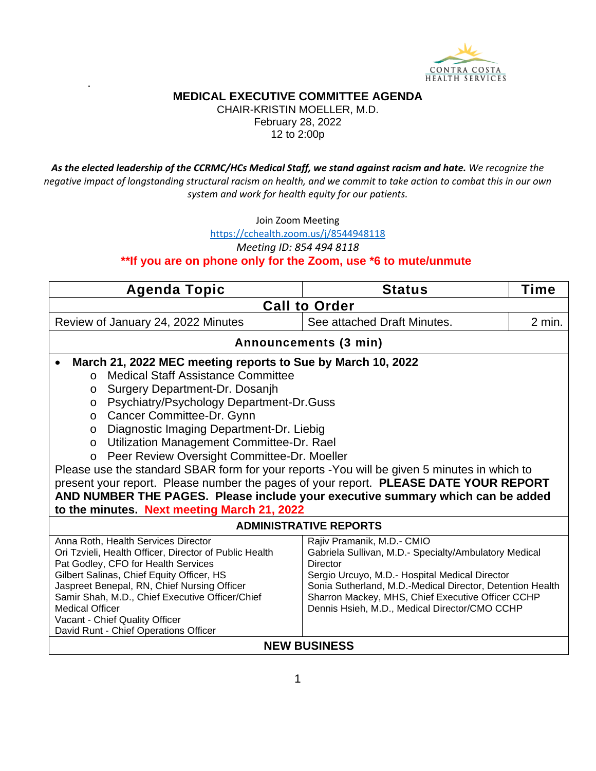CONTRA COSTA
HEALTH SERVICES

# MEDICAL EXECUTIVE COMMITTEE AGENDA

CHAIR-KRISTIN MOELLER, M.D.
February 28, 2022
12 to 2:00p

***As the elected leadership of the CCRMC/HCs Medical Staff, we stand against racism and hate.** We recognize the negative impact of longstanding structural racism on health, and we commit to take action to combat this in our own system and work for health equity for our patients.*

Join Zoom Meeting
https://cchealth.zoom.us/j/8544948118
*Meeting ID: 854 494 8118*
**\*\*If you are on phone only for the Zoom, use \*6 to mute/unmute**

| Agenda Topic | Status | Time |
|---|---|---|
| **Call to Order** | | |
| Review of January 24, 2022 Minutes | See attached Draft Minutes. | 2 min. |
| **Announcements (3 min)** | | |

- **March 21, 2022 MEC meeting reports to Sue by March 10, 2022**
  - Medical Staff Assistance Committee
  - Surgery Department-Dr. Dosanjh
  - Psychiatry/Psychology Department-Dr.Guss
  - Cancer Committee-Dr. Gynn
  - Diagnostic Imaging Department-Dr. Liebig
  - Utilization Management Committee-Dr. Rael
  - Peer Review Oversight Committee-Dr. Moeller

Please use the standard SBAR form for your reports -You will be given 5 minutes in which to present your report. Please number the pages of your report. **PLEASE DATE YOUR REPORT AND NUMBER THE PAGES. Please include your executive summary which can be added to the minutes. Next meeting March 21, 2022**

**ADMINISTRATIVE REPORTS**

| | |
|---|---|
| Anna Roth, Health Services Director<br>Ori Tzvieli, Health Officer, Director of Public Health<br>Pat Godley, CFO for Health Services<br>Gilbert Salinas, Chief Equity Officer, HS<br>Jaspreet Benepal, RN, Chief Nursing Officer<br>Samir Shah, M.D., Chief Executive Officer/Chief Medical Officer<br>Vacant - Chief Quality Officer<br>David Runt - Chief Operations Officer | Rajiv Pramanik, M.D.- CMIO<br>Gabriela Sullivan, M.D.- Specialty/Ambulatory Medical Director<br>Sergio Urcuyo, M.D.- Hospital Medical Director<br>Sonia Sutherland, M.D.-Medical Director, Detention Health<br>Sharron Mackey, MHS, Chief Executive Officer CCHP<br>Dennis Hsieh, M.D., Medical Director/CMO CCHP |

**NEW BUSINESS**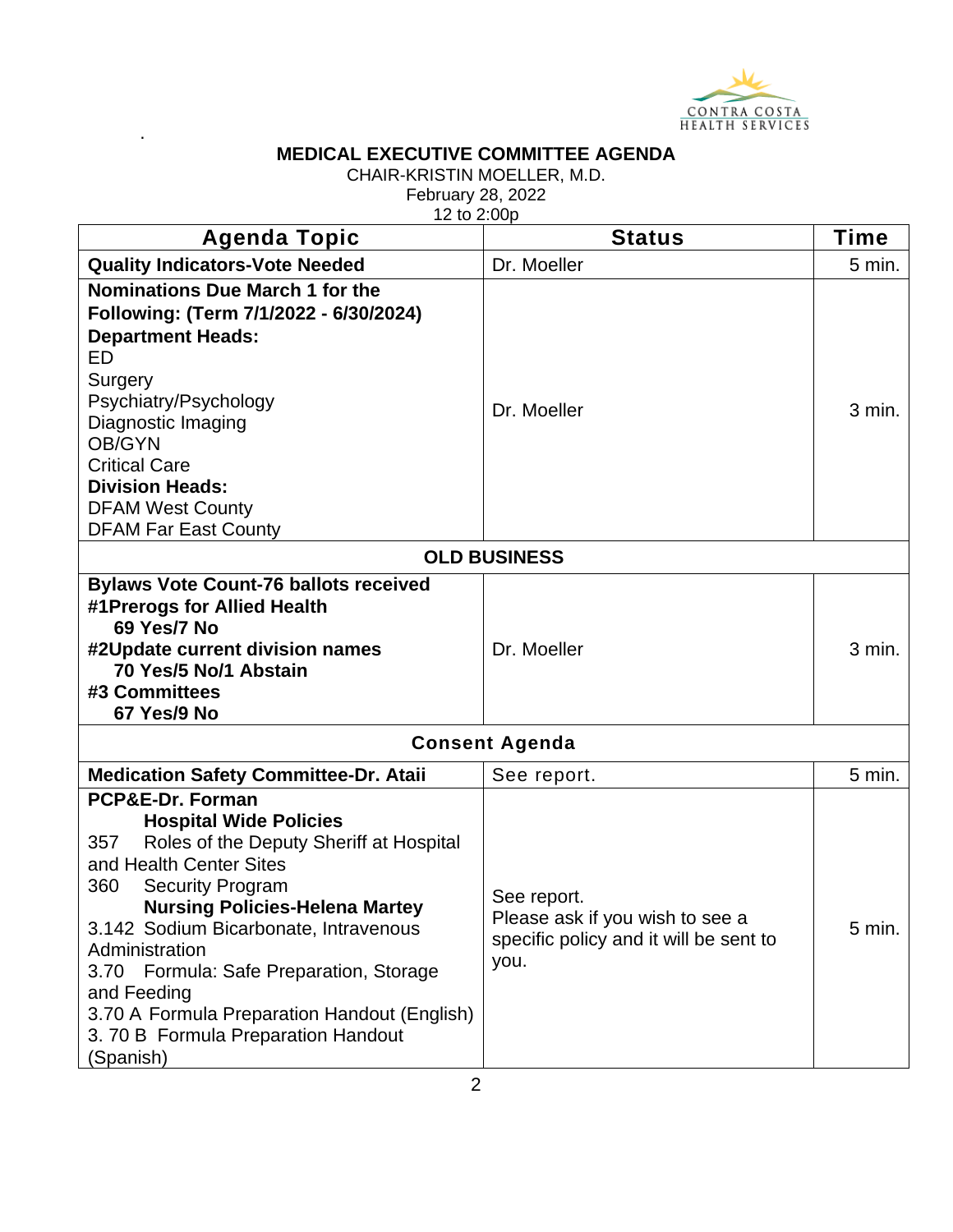CONTRA COSTA HEALTH SERVICES

.

**MEDICAL EXECUTIVE COMMITTEE AGENDA**

CHAIR-KRISTIN MOELLER, M.D.
February 28, 2022
12 to 2:00p

| Agenda Topic | Status | Time |
|---|---|---|
| **Quality Indicators-Vote Needed** | Dr. Moeller | 5 min. |
| **Nominations Due March 1 for the Following: (Term 7/1/2022 - 6/30/2024)**<br>**Department Heads:**<br>ED<br>Surgery<br>Psychiatry/Psychology<br>Diagnostic Imaging<br>OB/GYN<br>Critical Care<br>**Division Heads:**<br>DFAM West County<br>DFAM Far East County | Dr. Moeller | 3 min. |
| **OLD BUSINESS** | | |
| **Bylaws Vote Count-76 ballots received**<br>**#1Prerogs for Allied Health**<br>**69 Yes/7 No**<br>**#2Update current division names**<br>**70 Yes/5 No/1 Abstain**<br>**#3 Committees**<br>**67 Yes/9 No** | Dr. Moeller | 3 min. |
| **Consent Agenda** | | |
| **Medication Safety Committee-Dr. Ataii** | See report. | 5 min. |
| **PCP&E-Dr. Forman**<br>**Hospital Wide Policies**<br>357 Roles of the Deputy Sheriff at Hospital and Health Center Sites<br>360 Security Program<br>**Nursing Policies-Helena Martey**<br>3.142 Sodium Bicarbonate, Intravenous Administration<br>3.70 Formula: Safe Preparation, Storage and Feeding<br>3.70 A Formula Preparation Handout (English)<br>3. 70 B Formula Preparation Handout (Spanish) | See report.<br>Please ask if you wish to see a specific policy and it will be sent to you. | 5 min. |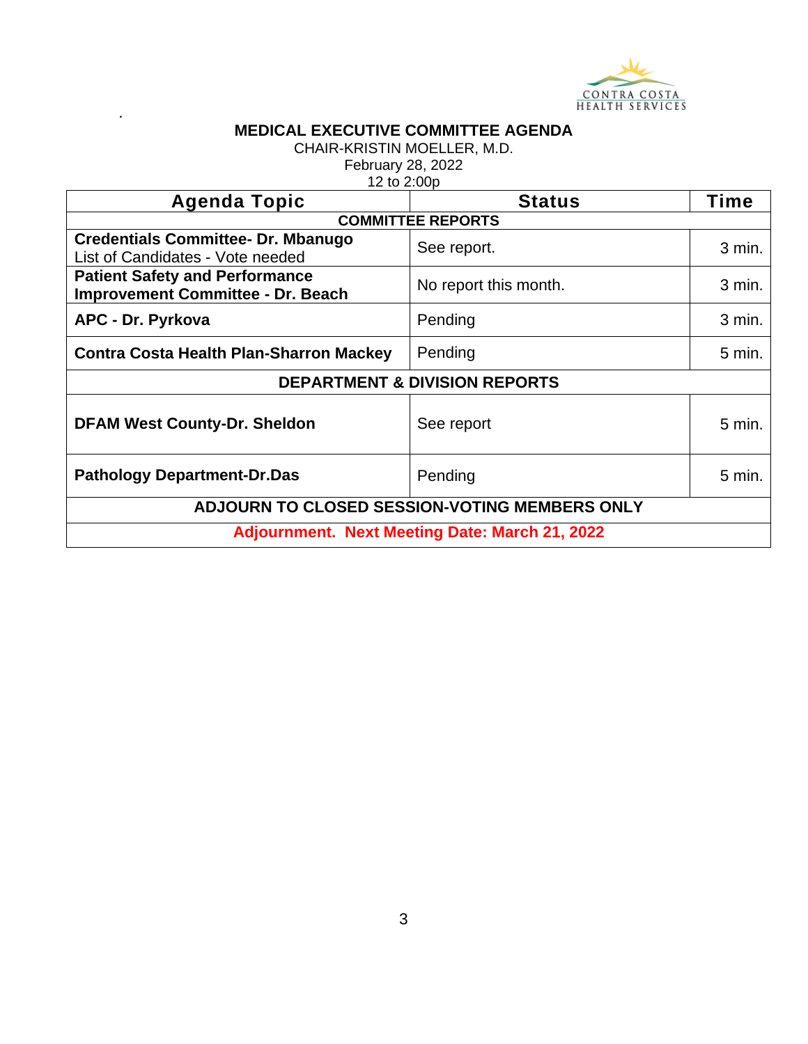CONTRA COSTA HEALTH SERVICES

**MEDICAL EXECUTIVE COMMITTEE AGENDA**

CHAIR-KRISTIN MOELLER, M.D.

February 28, 2022

12 to 2:00p

| Agenda Topic | Status | Time |
|---|---|---|
| **COMMITTEE REPORTS** | | |
| **Credentials Committee- Dr. Mbanugo** List of Candidates - Vote needed | See report. | 3 min. |
| **Patient Safety and Performance Improvement Committee - Dr. Beach** | No report this month. | 3 min. |
| **APC - Dr. Pyrkova** | Pending | 3 min. |
| **Contra Costa Health Plan-Sharron Mackey** | Pending | 5 min. |
| **DEPARTMENT & DIVISION REPORTS** | | |
| **DFAM West County-Dr. Sheldon** | See report | 5 min. |
| **Pathology Department-Dr.Das** | Pending | 5 min. |
| **ADJOURN TO CLOSED SESSION-VOTING MEMBERS ONLY** | | |
| **Adjournment. Next Meeting Date: March 21, 2022** | | |